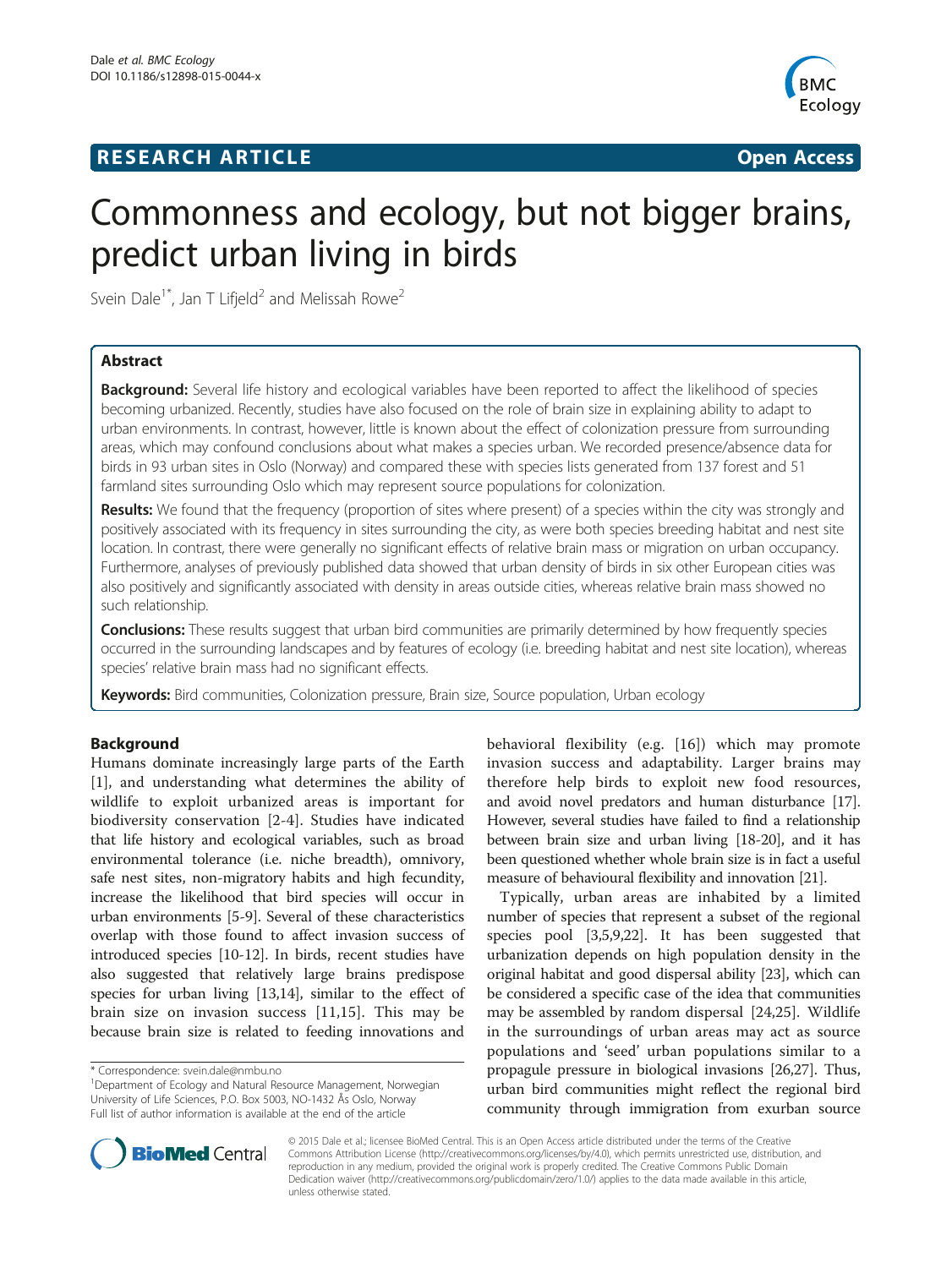**RESEARCH ARTICLE** **Open Access**

# Commonness and ecology, but not bigger brains, predict urban living in birds

Svein Dale[1*], Jan T Lifjeld[2] and Melissah Rowe[2]

## Abstract

**Background:** Several life history and ecological variables have been reported to affect the likelihood of species becoming urbanized. Recently, studies have also focused on the role of brain size in explaining ability to adapt to urban environments. In contrast, however, little is known about the effect of colonization pressure from surrounding areas, which may confound conclusions about what makes a species urban. We recorded presence/absence data for birds in 93 urban sites in Oslo (Norway) and compared these with species lists generated from 137 forest and 51 farmland sites surrounding Oslo which may represent source populations for colonization.

**Results:** We found that the frequency (proportion of sites where present) of a species within the city was strongly and positively associated with its frequency in sites surrounding the city, as were both species breeding habitat and nest site location. In contrast, there were generally no significant effects of relative brain mass or migration on urban occupancy. Furthermore, analyses of previously published data showed that urban density of birds in six other European cities was also positively and significantly associated with density in areas outside cities, whereas relative brain mass showed no such relationship.

**Conclusions:** These results suggest that urban bird communities are primarily determined by how frequently species occurred in the surrounding landscapes and by features of ecology (i.e. breeding habitat and nest site location), whereas species' relative brain mass had no significant effects.

**Keywords:** Bird communities, Colonization pressure, Brain size, Source population, Urban ecology

## Background

Humans dominate increasingly large parts of the Earth [1], and understanding what determines the ability of wildlife to exploit urbanized areas is important for biodiversity conservation [2-4]. Studies have indicated that life history and ecological variables, such as broad environmental tolerance (i.e. niche breadth), omnivory, safe nest sites, non-migratory habits and high fecundity, increase the likelihood that bird species will occur in urban environments [5-9]. Several of these characteristics overlap with those found to affect invasion success of introduced species [10-12]. In birds, recent studies have also suggested that relatively large brains predispose species for urban living [13,14], similar to the effect of brain size on invasion success [11,15]. This may be because brain size is related to feeding innovations and behavioral flexibility (e.g. [16]) which may promote invasion success and adaptability. Larger brains may therefore help birds to exploit new food resources, and avoid novel predators and human disturbance [17]. However, several studies have failed to find a relationship between brain size and urban living [18-20], and it has been questioned whether whole brain size is in fact a useful measure of behavioural flexibility and innovation [21].

Typically, urban areas are inhabited by a limited number of species that represent a subset of the regional species pool [3,5,9,22]. It has been suggested that urbanization depends on high population density in the original habitat and good dispersal ability [23], which can be considered a specific case of the idea that communities may be assembled by random dispersal [24,25]. Wildlife in the surroundings of urban areas may act as source populations and 'seed' urban populations similar to a propagule pressure in biological invasions [26,27]. Thus, urban bird communities might reflect the regional bird community through immigration from exurban source

\* Correspondence: svein.dale@nmbu.no
[1]Department of Ecology and Natural Resource Management, Norwegian University of Life Sciences, P.O. Box 5003, NO-1432 Ås Oslo, Norway
Full list of author information is available at the end of the article

© 2015 Dale et al.; licensee BioMed Central. This is an Open Access article distributed under the terms of the Creative Commons Attribution License (http://creativecommons.org/licenses/by/4.0), which permits unrestricted use, distribution, and reproduction in any medium, provided the original work is properly credited. The Creative Commons Public Domain Dedication waiver (http://creativecommons.org/publicdomain/zero/1.0/) applies to the data made available in this article, unless otherwise stated.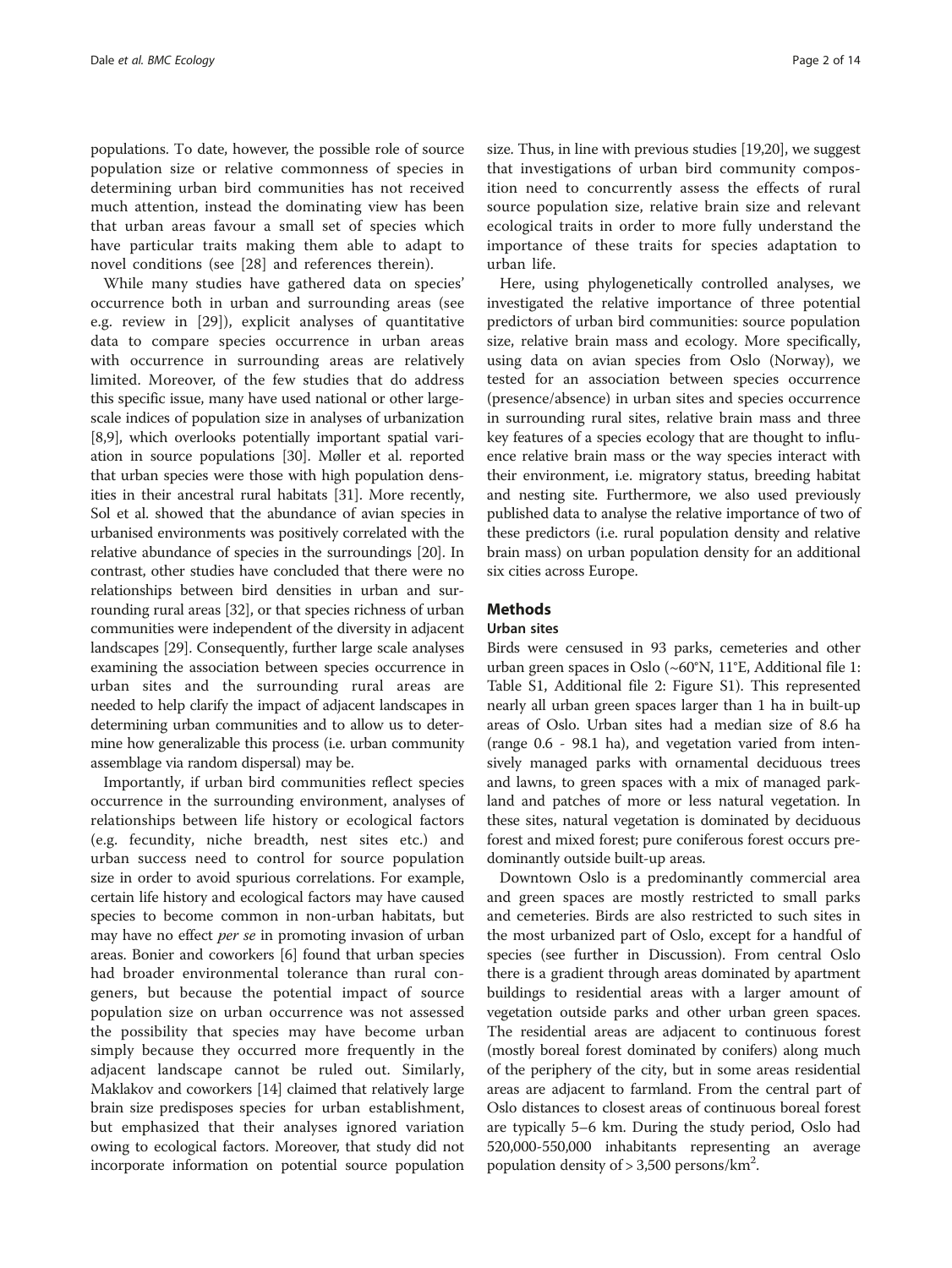populations. To date, however, the possible role of source population size or relative commonness of species in determining urban bird communities has not received much attention, instead the dominating view has been that urban areas favour a small set of species which have particular traits making them able to adapt to novel conditions (see [28] and references therein).

While many studies have gathered data on species' occurrence both in urban and surrounding areas (see e.g. review in [29]), explicit analyses of quantitative data to compare species occurrence in urban areas with occurrence in surrounding areas are relatively limited. Moreover, of the few studies that do address this specific issue, many have used national or other large-scale indices of population size in analyses of urbanization [8,9], which overlooks potentially important spatial variation in source populations [30]. Møller et al. reported that urban species were those with high population densities in their ancestral rural habitats [31]. More recently, Sol et al. showed that the abundance of avian species in urbanised environments was positively correlated with the relative abundance of species in the surroundings [20]. In contrast, other studies have concluded that there were no relationships between bird densities in urban and surrounding rural areas [32], or that species richness of urban communities were independent of the diversity in adjacent landscapes [29]. Consequently, further large scale analyses examining the association between species occurrence in urban sites and the surrounding rural areas are needed to help clarify the impact of adjacent landscapes in determining urban communities and to allow us to determine how generalizable this process (i.e. urban community assemblage via random dispersal) may be.

Importantly, if urban bird communities reflect species occurrence in the surrounding environment, analyses of relationships between life history or ecological factors (e.g. fecundity, niche breadth, nest sites etc.) and urban success need to control for source population size in order to avoid spurious correlations. For example, certain life history and ecological factors may have caused species to become common in non-urban habitats, but may have no effect *per se* in promoting invasion of urban areas. Bonier and coworkers [6] found that urban species had broader environmental tolerance than rural congeners, but because the potential impact of source population size on urban occurrence was not assessed the possibility that species may have become urban simply because they occurred more frequently in the adjacent landscape cannot be ruled out. Similarly, Maklakov and coworkers [14] claimed that relatively large brain size predisposes species for urban establishment, but emphasized that their analyses ignored variation owing to ecological factors. Moreover, that study did not incorporate information on potential source population size. Thus, in line with previous studies [19,20], we suggest that investigations of urban bird community composition need to concurrently assess the effects of rural source population size, relative brain size and relevant ecological traits in order to more fully understand the importance of these traits for species adaptation to urban life.

Here, using phylogenetically controlled analyses, we investigated the relative importance of three potential predictors of urban bird communities: source population size, relative brain mass and ecology. More specifically, using data on avian species from Oslo (Norway), we tested for an association between species occurrence (presence/absence) in urban sites and species occurrence in surrounding rural sites, relative brain mass and three key features of a species ecology that are thought to influence relative brain mass or the way species interact with their environment, i.e. migratory status, breeding habitat and nesting site. Furthermore, we also used previously published data to analyse the relative importance of two of these predictors (i.e. rural population density and relative brain mass) on urban population density for an additional six cities across Europe.

## Methods

### Urban sites

Birds were censused in 93 parks, cemeteries and other urban green spaces in Oslo (~60°N, 11°E, Additional file 1: Table S1, Additional file 2: Figure S1). This represented nearly all urban green spaces larger than 1 ha in built-up areas of Oslo. Urban sites had a median size of 8.6 ha (range 0.6 - 98.1 ha), and vegetation varied from intensively managed parks with ornamental deciduous trees and lawns, to green spaces with a mix of managed parkland and patches of more or less natural vegetation. In these sites, natural vegetation is dominated by deciduous forest and mixed forest; pure coniferous forest occurs predominantly outside built-up areas.

Downtown Oslo is a predominantly commercial area and green spaces are mostly restricted to small parks and cemeteries. Birds are also restricted to such sites in the most urbanized part of Oslo, except for a handful of species (see further in Discussion). From central Oslo there is a gradient through areas dominated by apartment buildings to residential areas with a larger amount of vegetation outside parks and other urban green spaces. The residential areas are adjacent to continuous forest (mostly boreal forest dominated by conifers) along much of the periphery of the city, but in some areas residential areas are adjacent to farmland. From the central part of Oslo distances to closest areas of continuous boreal forest are typically 5–6 km. During the study period, Oslo had 520,000-550,000 inhabitants representing an average population density of > 3,500 persons/km$^2$.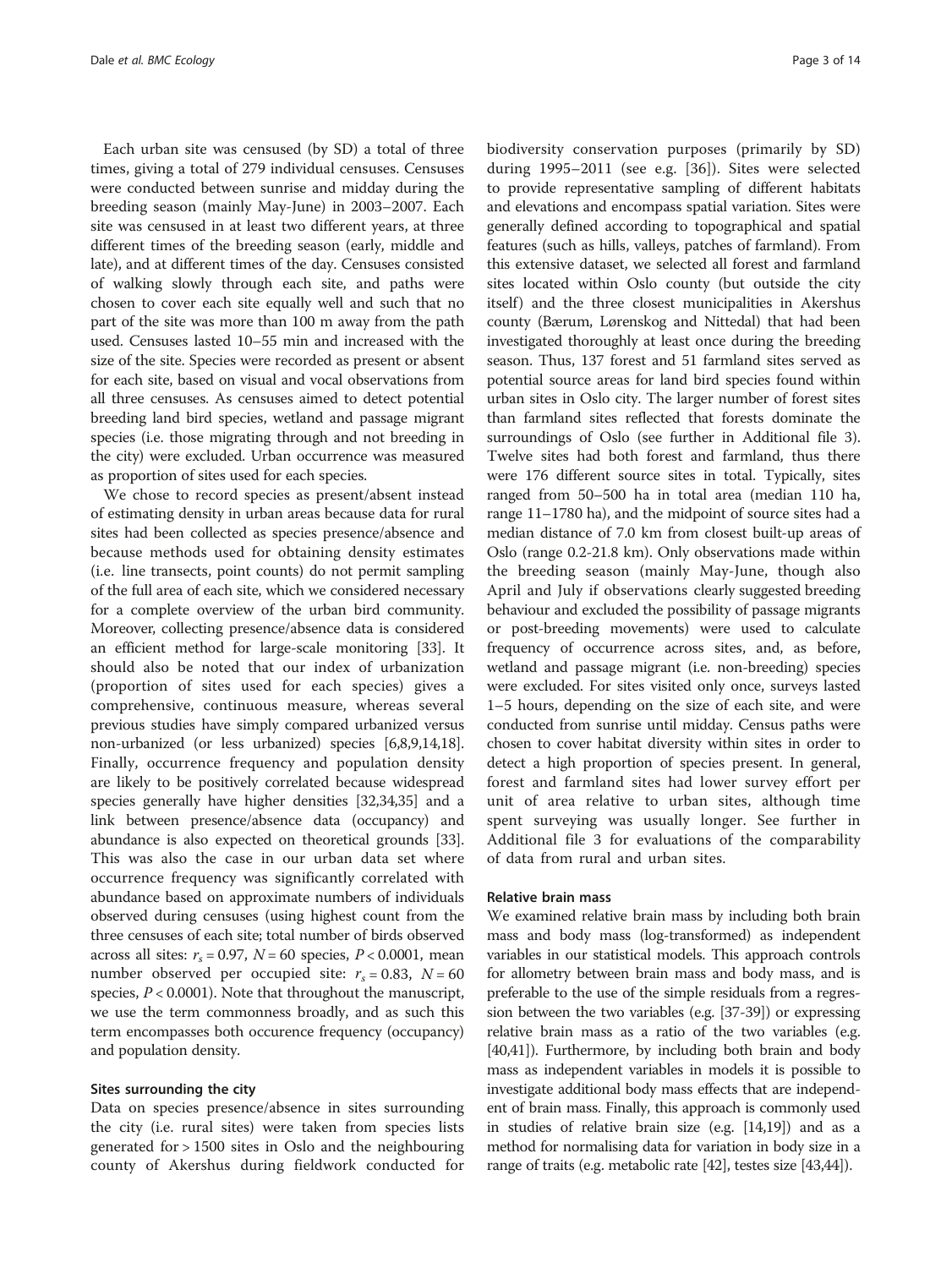Each urban site was censused (by SD) a total of three times, giving a total of 279 individual censuses. Censuses were conducted between sunrise and midday during the breeding season (mainly May-June) in 2003–2007. Each site was censused in at least two different years, at three different times of the breeding season (early, middle and late), and at different times of the day. Censuses consisted of walking slowly through each site, and paths were chosen to cover each site equally well and such that no part of the site was more than 100 m away from the path used. Censuses lasted 10–55 min and increased with the size of the site. Species were recorded as present or absent for each site, based on visual and vocal observations from all three censuses. As censuses aimed to detect potential breeding land bird species, wetland and passage migrant species (i.e. those migrating through and not breeding in the city) were excluded. Urban occurrence was measured as proportion of sites used for each species.

We chose to record species as present/absent instead of estimating density in urban areas because data for rural sites had been collected as species presence/absence and because methods used for obtaining density estimates (i.e. line transects, point counts) do not permit sampling of the full area of each site, which we considered necessary for a complete overview of the urban bird community. Moreover, collecting presence/absence data is considered an efficient method for large-scale monitoring [33]. It should also be noted that our index of urbanization (proportion of sites used for each species) gives a comprehensive, continuous measure, whereas several previous studies have simply compared urbanized versus non-urbanized (or less urbanized) species [6,8,9,14,18]. Finally, occurrence frequency and population density are likely to be positively correlated because widespread species generally have higher densities [32,34,35] and a link between presence/absence data (occupancy) and abundance is also expected on theoretical grounds [33]. This was also the case in our urban data set where occurrence frequency was significantly correlated with abundance based on approximate numbers of individuals observed during censuses (using highest count from the three censuses of each site; total number of birds observed across all sites: $r_s = 0.97$, $N = 60$ species, $P < 0.0001$, mean number observed per occupied site: $r_s = 0.83$, $N = 60$ species, $P < 0.0001$). Note that throughout the manuscript, we use the term commonness broadly, and as such this term encompasses both occurence frequency (occupancy) and population density.

#### Sites surrounding the city

Data on species presence/absence in sites surrounding the city (i.e. rural sites) were taken from species lists generated for > 1500 sites in Oslo and the neighbouring county of Akershus during fieldwork conducted for biodiversity conservation purposes (primarily by SD) during 1995–2011 (see e.g. [36]). Sites were selected to provide representative sampling of different habitats and elevations and encompass spatial variation. Sites were generally defined according to topographical and spatial features (such as hills, valleys, patches of farmland). From this extensive dataset, we selected all forest and farmland sites located within Oslo county (but outside the city itself) and the three closest municipalities in Akershus county (Bærum, Lørenskog and Nittedal) that had been investigated thoroughly at least once during the breeding season. Thus, 137 forest and 51 farmland sites served as potential source areas for land bird species found within urban sites in Oslo city. The larger number of forest sites than farmland sites reflected that forests dominate the surroundings of Oslo (see further in Additional file 3). Twelve sites had both forest and farmland, thus there were 176 different source sites in total. Typically, sites ranged from 50–500 ha in total area (median 110 ha, range 11–1780 ha), and the midpoint of source sites had a median distance of 7.0 km from closest built-up areas of Oslo (range 0.2-21.8 km). Only observations made within the breeding season (mainly May-June, though also April and July if observations clearly suggested breeding behaviour and excluded the possibility of passage migrants or post-breeding movements) were used to calculate frequency of occurrence across sites, and, as before, wetland and passage migrant (i.e. non-breeding) species were excluded. For sites visited only once, surveys lasted 1–5 hours, depending on the size of each site, and were conducted from sunrise until midday. Census paths were chosen to cover habitat diversity within sites in order to detect a high proportion of species present. In general, forest and farmland sites had lower survey effort per unit of area relative to urban sites, although time spent surveying was usually longer. See further in Additional file 3 for evaluations of the comparability of data from rural and urban sites.

#### Relative brain mass

We examined relative brain mass by including both brain mass and body mass (log-transformed) as independent variables in our statistical models. This approach controls for allometry between brain mass and body mass, and is preferable to the use of the simple residuals from a regression between the two variables (e.g. [37-39]) or expressing relative brain mass as a ratio of the two variables (e.g. [40,41]). Furthermore, by including both brain and body mass as independent variables in models it is possible to investigate additional body mass effects that are independent of brain mass. Finally, this approach is commonly used in studies of relative brain size (e.g. [14,19]) and as a method for normalising data for variation in body size in a range of traits (e.g. metabolic rate [42], testes size [43,44]).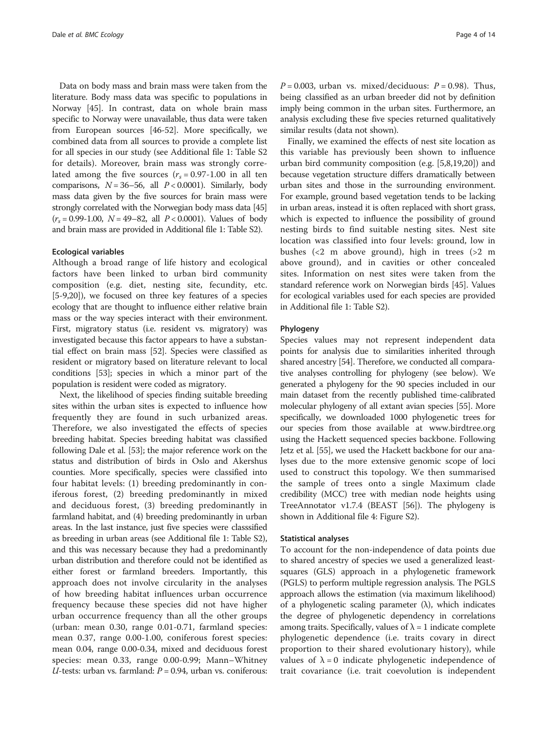Data on body mass and brain mass were taken from the literature. Body mass data was specific to populations in Norway [45]. In contrast, data on whole brain mass specific to Norway were unavailable, thus data were taken from European sources [46-52]. More specifically, we combined data from all sources to provide a complete list for all species in our study (see Additional file 1: Table S2 for details). Moreover, brain mass was strongly correlated among the five sources ($r_s = 0.97\text{-}1.00$ in all ten comparisons, $N = 36\text{–}56$, all $P < 0.0001$). Similarly, body mass data given by the five sources for brain mass were strongly correlated with the Norwegian body mass data [45] ($r_s = 0.99\text{-}1.00$, $N = 49\text{–}82$, all $P < 0.0001$). Values of body and brain mass are provided in Additional file 1: Table S2).

#### Ecological variables

Although a broad range of life history and ecological factors have been linked to urban bird community composition (e.g. diet, nesting site, fecundity, etc. [5-9,20]), we focused on three key features of a species ecology that are thought to influence either relative brain mass or the way species interact with their environment. First, migratory status (i.e. resident vs. migratory) was investigated because this factor appears to have a substantial effect on brain mass [52]. Species were classified as resident or migratory based on literature relevant to local conditions [53]; species in which a minor part of the population is resident were coded as migratory.

Next, the likelihood of species finding suitable breeding sites within the urban sites is expected to influence how frequently they are found in such urbanized areas. Therefore, we also investigated the effects of species breeding habitat. Species breeding habitat was classified following Dale et al. [53]; the major reference work on the status and distribution of birds in Oslo and Akershus counties. More specifically, species were classified into four habitat levels: (1) breeding predominantly in coniferous forest, (2) breeding predominantly in mixed and deciduous forest, (3) breeding predominantly in farmland habitat, and (4) breeding predominantly in urban areas. In the last instance, just five species were classsified as breeding in urban areas (see Additional file 1: Table S2), and this was necessary because they had a predominantly urban distribution and therefore could not be identified as either forest or farmland breeders. Importantly, this approach does not involve circularity in the analyses of how breeding habitat influences urban occurrence frequency because these species did not have higher urban occurrence frequency than all the other groups (urban: mean 0.30, range 0.01-0.71, farmland species: mean 0.37, range 0.00-1.00, coniferous forest species: mean 0.04, range 0.00-0.34, mixed and deciduous forest species: mean 0.33, range 0.00-0.99; Mann–Whitney *U*-tests: urban vs. farmland: $P = 0.94$, urban vs. coniferous: $P = 0.003$, urban vs. mixed/deciduous: $P = 0.98$). Thus, being classified as an urban breeder did not by definition imply being common in the urban sites. Furthermore, an analysis excluding these five species returned qualitatively similar results (data not shown).

Finally, we examined the effects of nest site location as this variable has previously been shown to influence urban bird community composition (e.g. [5,8,19,20]) and because vegetation structure differs dramatically between urban sites and those in the surrounding environment. For example, ground based vegetation tends to be lacking in urban areas, instead it is often replaced with short grass, which is expected to influence the possibility of ground nesting birds to find suitable nesting sites. Nest site location was classified into four levels: ground, low in bushes (<2 m above ground), high in trees (>2 m above ground), and in cavities or other concealed sites. Information on nest sites were taken from the standard reference work on Norwegian birds [45]. Values for ecological variables used for each species are provided in Additional file 1: Table S2).

#### Phylogeny

Species values may not represent independent data points for analysis due to similarities inherited through shared ancestry [54]. Therefore, we conducted all comparative analyses controlling for phylogeny (see below). We generated a phylogeny for the 90 species included in our main dataset from the recently published time-calibrated molecular phylogeny of all extant avian species [55]. More specifically, we downloaded 1000 phylogenetic trees for our species from those available at www.birdtree.org using the Hackett sequenced species backbone. Following Jetz et al. [55], we used the Hackett backbone for our analyses due to the more extensive genomic scope of loci used to construct this topology. We then summarised the sample of trees onto a single Maximum clade credibility (MCC) tree with median node heights using TreeAnnotator v1.7.4 (BEAST [56]). The phylogeny is shown in Additional file 4: Figure S2).

#### Statistical analyses

To account for the non-independence of data points due to shared ancestry of species we used a generalized least-squares (GLS) approach in a phylogenetic framework (PGLS) to perform multiple regression analysis. The PGLS approach allows the estimation (via maximum likelihood) of a phylogenetic scaling parameter ($\lambda$), which indicates the degree of phylogenetic dependency in correlations among traits. Specifically, values of $\lambda = 1$ indicate complete phylogenetic dependence (i.e. traits covary in direct proportion to their shared evolutionary history), while values of $\lambda = 0$ indicate phylogenetic independence of trait covariance (i.e. trait coevolution is independent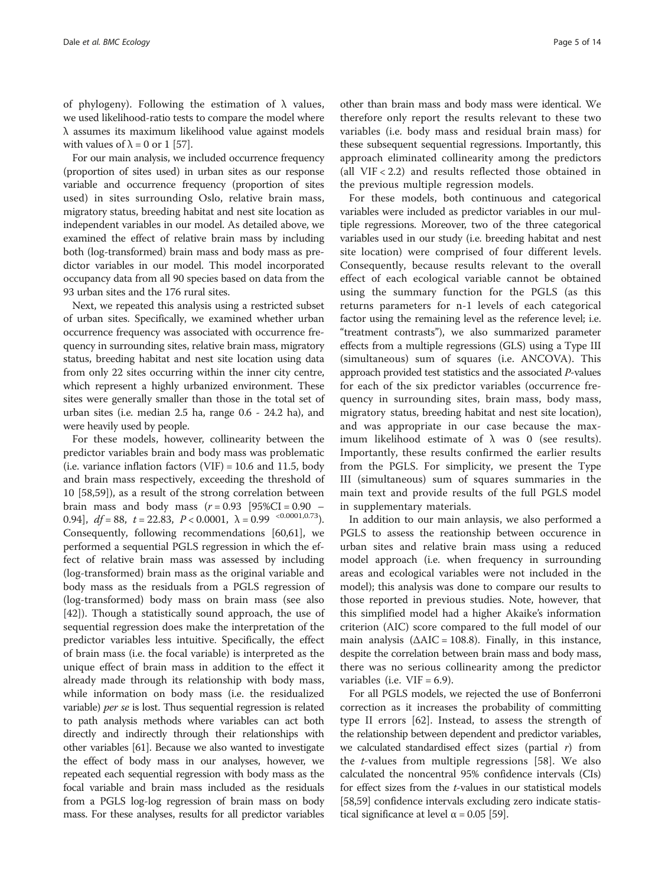of phylogeny). Following the estimation of λ values, we used likelihood-ratio tests to compare the model where λ assumes its maximum likelihood value against models with values of λ = 0 or 1 [57].

For our main analysis, we included occurrence frequency (proportion of sites used) in urban sites as our response variable and occurrence frequency (proportion of sites used) in sites surrounding Oslo, relative brain mass, migratory status, breeding habitat and nest site location as independent variables in our model. As detailed above, we examined the effect of relative brain mass by including both (log-transformed) brain mass and body mass as predictor variables in our model. This model incorporated occupancy data from all 90 species based on data from the 93 urban sites and the 176 rural sites.

Next, we repeated this analysis using a restricted subset of urban sites. Specifically, we examined whether urban occurrence frequency was associated with occurrence frequency in surrounding sites, relative brain mass, migratory status, breeding habitat and nest site location using data from only 22 sites occurring within the inner city centre, which represent a highly urbanized environment. These sites were generally smaller than those in the total set of urban sites (i.e. median 2.5 ha, range 0.6 - 24.2 ha), and were heavily used by people.

For these models, however, collinearity between the predictor variables brain and body mass was problematic (i.e. variance inflation factors (VIF) = 10.6 and 11.5, body and brain mass respectively, exceeding the threshold of 10 [58,59]), as a result of the strong correlation between brain mass and body mass ($r = 0.93$ [95%CI = 0.90 – 0.94], $df = 88$, $t = 22.83$, $P < 0.0001$, $\lambda = 0.99^{<0.0001, 0.73}$). Consequently, following recommendations [60,61], we performed a sequential PGLS regression in which the effect of relative brain mass was assessed by including (log-transformed) brain mass as the original variable and body mass as the residuals from a PGLS regression of (log-transformed) body mass on brain mass (see also [42]). Though a statistically sound approach, the use of sequential regression does make the interpretation of the predictor variables less intuitive. Specifically, the effect of brain mass (i.e. the focal variable) is interpreted as the unique effect of brain mass in addition to the effect it already made through its relationship with body mass, while information on body mass (i.e. the residualized variable) *per se* is lost. Thus sequential regression is related to path analysis methods where variables can act both directly and indirectly through their relationships with other variables [61]. Because we also wanted to investigate the effect of body mass in our analyses, however, we repeated each sequential regression with body mass as the focal variable and brain mass included as the residuals from a PGLS log-log regression of brain mass on body mass. For these analyses, results for all predictor variables other than brain mass and body mass were identical. We therefore only report the results relevant to these two variables (i.e. body mass and residual brain mass) for these subsequent sequential regressions. Importantly, this approach eliminated collinearity among the predictors (all VIF < 2.2) and results reflected those obtained in the previous multiple regression models.

For these models, both continuous and categorical variables were included as predictor variables in our multiple regressions. Moreover, two of the three categorical variables used in our study (i.e. breeding habitat and nest site location) were comprised of four different levels. Consequently, because results relevant to the overall effect of each ecological variable cannot be obtained using the summary function for the PGLS (as this returns parameters for n-1 levels of each categorical factor using the remaining level as the reference level; i.e. "treatment contrasts"), we also summarized parameter effects from a multiple regressions (GLS) using a Type III (simultaneous) sum of squares (i.e. ANCOVA). This approach provided test statistics and the associated *P*-values for each of the six predictor variables (occurrence frequency in surrounding sites, brain mass, body mass, migratory status, breeding habitat and nest site location), and was appropriate in our case because the maximum likelihood estimate of λ was 0 (see results). Importantly, these results confirmed the earlier results from the PGLS. For simplicity, we present the Type III (simultaneous) sum of squares summaries in the main text and provide results of the full PGLS model in supplementary materials.

In addition to our main anlaysis, we also performed a PGLS to assess the reationship between occurence in urban sites and relative brain mass using a reduced model approach (i.e. when frequency in surrounding areas and ecological variables were not included in the model); this analysis was done to compare our results to those reported in previous studies. Note, however, that this simplified model had a higher Akaike's information criterion (AIC) score compared to the full model of our main analysis (ΔAIC = 108.8). Finally, in this instance, despite the correlation between brain mass and body mass, there was no serious collinearity among the predictor variables (i.e. VIF = 6.9).

For all PGLS models, we rejected the use of Bonferroni correction as it increases the probability of committing type II errors [62]. Instead, to assess the strength of the relationship between dependent and predictor variables, we calculated standardised effect sizes (partial $r$) from the $t$-values from multiple regressions [58]. We also calculated the noncentral 95% confidence intervals (CIs) for effect sizes from the $t$-values in our statistical models [58,59] confidence intervals excluding zero indicate statistical significance at level $\alpha = 0.05$ [59].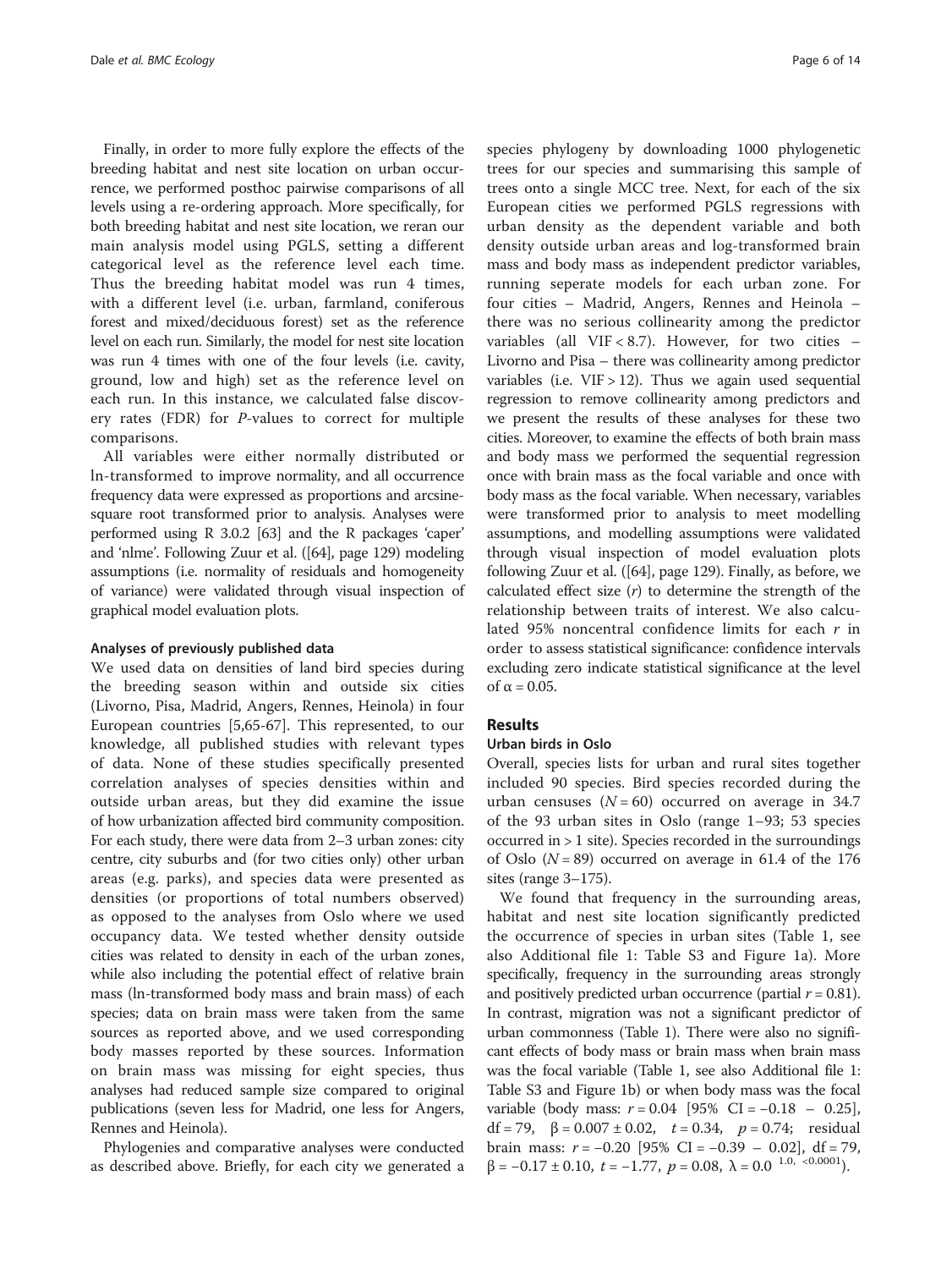Finally, in order to more fully explore the effects of the breeding habitat and nest site location on urban occurrence, we performed posthoc pairwise comparisons of all levels using a re-ordering approach. More specifically, for both breeding habitat and nest site location, we reran our main analysis model using PGLS, setting a different categorical level as the reference level each time. Thus the breeding habitat model was run 4 times, with a different level (i.e. urban, farmland, coniferous forest and mixed/deciduous forest) set as the reference level on each run. Similarly, the model for nest site location was run 4 times with one of the four levels (i.e. cavity, ground, low and high) set as the reference level on each run. In this instance, we calculated false discovery rates (FDR) for *P*-values to correct for multiple comparisons.

All variables were either normally distributed or ln-transformed to improve normality, and all occurrence frequency data were expressed as proportions and arcsine-square root transformed prior to analysis. Analyses were performed using R 3.0.2 [63] and the R packages 'caper' and 'nlme'. Following Zuur et al. ([64], page 129) modeling assumptions (i.e. normality of residuals and homogeneity of variance) were validated through visual inspection of graphical model evaluation plots.

#### Analyses of previously published data

We used data on densities of land bird species during the breeding season within and outside six cities (Livorno, Pisa, Madrid, Angers, Rennes, Heinola) in four European countries [5,65-67]. This represented, to our knowledge, all published studies with relevant types of data. None of these studies specifically presented correlation analyses of species densities within and outside urban areas, but they did examine the issue of how urbanization affected bird community composition. For each study, there were data from 2–3 urban zones: city centre, city suburbs and (for two cities only) other urban areas (e.g. parks), and species data were presented as densities (or proportions of total numbers observed) as opposed to the analyses from Oslo where we used occupancy data. We tested whether density outside cities was related to density in each of the urban zones, while also including the potential effect of relative brain mass (ln-transformed body mass and brain mass) of each species; data on brain mass were taken from the same sources as reported above, and we used corresponding body masses reported by these sources. Information on brain mass was missing for eight species, thus analyses had reduced sample size compared to original publications (seven less for Madrid, one less for Angers, Rennes and Heinola).

Phylogenies and comparative analyses were conducted as described above. Briefly, for each city we generated a species phylogeny by downloading 1000 phylogenetic trees for our species and summarising this sample of trees onto a single MCC tree. Next, for each of the six European cities we performed PGLS regressions with urban density as the dependent variable and both density outside urban areas and log-transformed brain mass and body mass as independent predictor variables, running seperate models for each urban zone. For four cities – Madrid, Angers, Rennes and Heinola – there was no serious collinearity among the predictor variables (all VIF < 8.7). However, for two cities – Livorno and Pisa – there was collinearity among predictor variables (i.e. VIF > 12). Thus we again used sequential regression to remove collinearity among predictors and we present the results of these analyses for these two cities. Moreover, to examine the effects of both brain mass and body mass we performed the sequential regression once with brain mass as the focal variable and once with body mass as the focal variable. When necessary, variables were transformed prior to analysis to meet modelling assumptions, and modelling assumptions were validated through visual inspection of model evaluation plots following Zuur et al. ([64], page 129). Finally, as before, we calculated effect size ($r$) to determine the strength of the relationship between traits of interest. We also calculated 95% noncentral confidence limits for each $r$ in order to assess statistical significance: confidence intervals excluding zero indicate statistical significance at the level of $\alpha = 0.05$.

## Results

### Urban birds in Oslo

Overall, species lists for urban and rural sites together included 90 species. Bird species recorded during the urban censuses ($N = 60$) occurred on average in 34.7 of the 93 urban sites in Oslo (range 1–93; 53 species occurred in > 1 site). Species recorded in the surroundings of Oslo ($N = 89$) occurred on average in 61.4 of the 176 sites (range 3–175).

We found that frequency in the surrounding areas, habitat and nest site location significantly predicted the occurrence of species in urban sites (Table 1, see also Additional file 1: Table S3 and Figure 1a). More specifically, frequency in the surrounding areas strongly and positively predicted urban occurrence (partial $r = 0.81$). In contrast, migration was not a significant predictor of urban commonness (Table 1). There were also no significant effects of body mass or brain mass when brain mass was the focal variable (Table 1, see also Additional file 1: Table S3 and Figure 1b) or when body mass was the focal variable (body mass: $r = 0.04$ [95% CI = −0.18 – 0.25], df = 79, $\beta = 0.007 \pm 0.02$, $t = 0.34$, $p = 0.74$; residual brain mass: $r = -0.20$ [95% CI = −0.39 – 0.02], df = 79, $\beta = -0.17 \pm 0.10$, $t = -1.77$, $p = 0.08$, $\lambda = 0.0^{\ 1.0,\ <0.0001}$).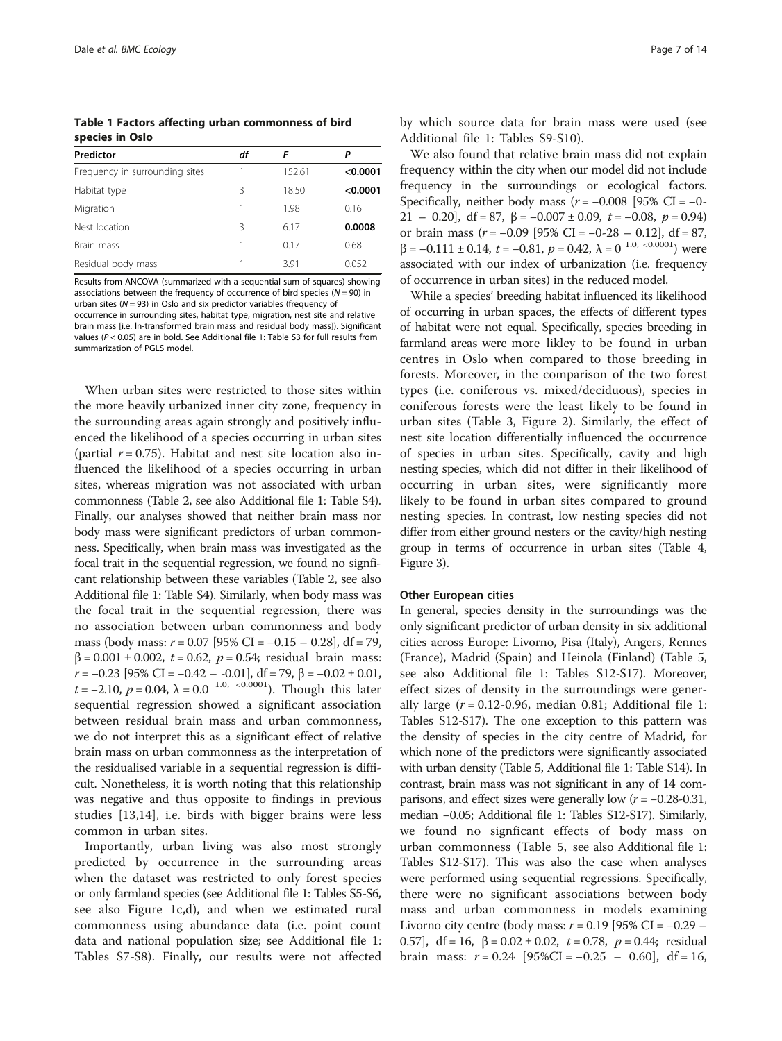**Table 1 Factors affecting urban commonness of bird species in Oslo**

| Predictor | df | F | P |
|---|---|---|---|
| Frequency in surrounding sites | 1 | 152.61 | **<0.0001** |
| Habitat type | 3 | 18.50 | **<0.0001** |
| Migration | 1 | 1.98 | 0.16 |
| Nest location | 3 | 6.17 | **0.0008** |
| Brain mass | 1 | 0.17 | 0.68 |
| Residual body mass | 1 | 3.91 | 0.052 |

Results from ANCOVA (summarized with a sequential sum of squares) showing associations between the frequency of occurrence of bird species ($N = 90$) in urban sites ($N = 93$) in Oslo and six predictor variables (frequency of occurrence in surrounding sites, habitat type, migration, nest site and relative brain mass [i.e. ln-transformed brain mass and residual body mass]). Significant values ($P < 0.05$) are in bold. See Additional file 1: Table S3 for full results from summarization of PGLS model.

When urban sites were restricted to those sites within the more heavily urbanized inner city zone, frequency in the surrounding areas again strongly and positively influenced the likelihood of a species occurring in urban sites (partial $r = 0.75$). Habitat and nest site location also influenced the likelihood of a species occurring in urban sites, whereas migration was not associated with urban commonness (Table 2, see also Additional file 1: Table S4). Finally, our analyses showed that neither brain mass nor body mass were significant predictors of urban commonness. Specifically, when brain mass was investigated as the focal trait in the sequential regression, we found no signficant relationship between these variables (Table 2, see also Additional file 1: Table S4). Similarly, when body mass was the focal trait in the sequential regression, there was no association between urban commonness and body mass (body mass: $r = 0.07$ [95% CI = −0.15 – 0.28], df = 79, $\beta = 0.001 \pm 0.002$, $t = 0.62$, $p = 0.54$; residual brain mass: $r = -0.23$ [95% CI = −0.42 – -0.01], df = 79, $\beta = -0.02 \pm 0.01$, $t = -2.10$, $p = 0.04$, $\lambda = 0.0^{\ 1.0,\ <0.0001}$). Though this later sequential regression showed a significant association between residual brain mass and urban commonness, we do not interpret this as a significant effect of relative brain mass on urban commonness as the interpretation of the residualised variable in a sequential regression is difficult. Nonetheless, it is worth noting that this relationship was negative and thus opposite to findings in previous studies [13,14], i.e. birds with bigger brains were less common in urban sites.

Importantly, urban living was also most strongly predicted by occurrence in the surrounding areas when the dataset was restricted to only forest species or only farmland species (see Additional file 1: Tables S5-S6, see also Figure 1c,d), and when we estimated rural commonness using abundance data (i.e. point count data and national population size; see Additional file 1: Tables S7-S8). Finally, our results were not affected by which source data for brain mass were used (see Additional file 1: Tables S9-S10).

We also found that relative brain mass did not explain frequency within the city when our model did not include frequency in the surroundings or ecological factors. Specifically, neither body mass ($r = -0.008$ [95% CI = −0-21 – 0.20], df = 87, $\beta = -0.007 \pm 0.09$, $t = -0.08$, $p = 0.94$) or brain mass ($r = -0.09$ [95% CI = −0-28 – 0.12], df = 87, $\beta = -0.111 \pm 0.14$, $t = -0.81$, $p = 0.42$, $\lambda = 0^{\ 1.0,\ <0.0001}$) were associated with our index of urbanization (i.e. frequency of occurrence in urban sites) in the reduced model.

While a species' breeding habitat influenced its likelihood of occurring in urban spaces, the effects of different types of habitat were not equal. Specifically, species breeding in farmland areas were more likley to be found in urban centres in Oslo when compared to those breeding in forests. Moreover, in the comparison of the two forest types (i.e. coniferous vs. mixed/deciduous), species in coniferous forests were the least likely to be found in urban sites (Table 3, Figure 2). Similarly, the effect of nest site location differentially influenced the occurrence of species in urban sites. Specifically, cavity and high nesting species, which did not differ in their likelihood of occurring in urban sites, were significantly more likely to be found in urban sites compared to ground nesting species. In contrast, low nesting species did not differ from either ground nesters or the cavity/high nesting group in terms of occurrence in urban sites (Table 4, Figure 3).

#### Other European cities

In general, species density in the surroundings was the only significant predictor of urban density in six additional cities across Europe: Livorno, Pisa (Italy), Angers, Rennes (France), Madrid (Spain) and Heinola (Finland) (Table 5, see also Additional file 1: Tables S12-S17). Moreover, effect sizes of density in the surroundings were generally large ($r = 0.12$-$0.96$, median 0.81; Additional file 1: Tables S12-S17). The one exception to this pattern was the density of species in the city centre of Madrid, for which none of the predictors were significantly associated with urban density (Table 5, Additional file 1: Table S14). In contrast, brain mass was not significant in any of 14 comparisons, and effect sizes were generally low ($r = -0.28$-$0.31$, median −0.05; Additional file 1: Tables S12-S17). Similarly, we found no signficant effects of body mass on urban commonness (Table 5, see also Additional file 1: Tables S12-S17). This was also the case when analyses were performed using sequential regressions. Specifically, there were no significant associations between body mass and urban commonness in models examining Livorno city centre (body mass: $r = 0.19$ [95% CI = −0.29 – 0.57], df = 16, $\beta = 0.02 \pm 0.02$, $t = 0.78$, $p = 0.44$; residual brain mass: $r = 0.24$ [95%CI = −0.25 – 0.60], df = 16,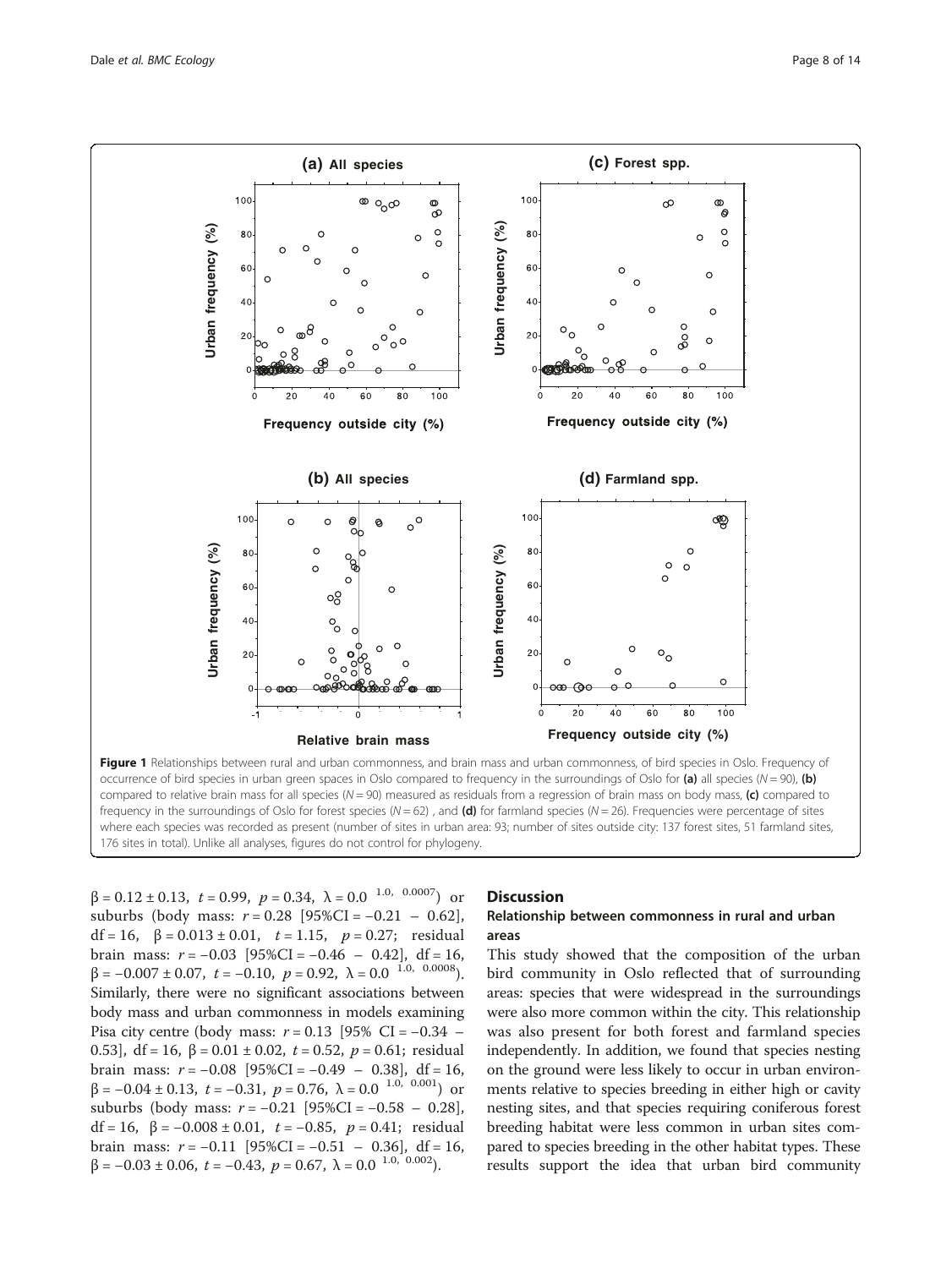Figure 1 Relationships between rural and urban commonness, and brain mass and urban commonness, of bird species in Oslo. Frequency of occurrence of bird species in urban green spaces in Oslo compared to frequency in the surroundings of Oslo for **(a)** all species ($N = 90$), **(b)** compared to relative brain mass for all species ($N = 90$) measured as residuals from a regression of brain mass on body mass, **(c)** compared to frequency in the surroundings of Oslo for forest species ($N = 62$), and **(d)** for farmland species ($N = 26$). Frequencies were percentage of sites where each species was recorded as present (number of sites in urban area: 93; number of sites outside city: 137 forest sites, 51 farmland sites, 176 sites in total). Unlike all analyses, figures do not control for phylogeny.

$\beta = 0.12 \pm 0.13$, $t = 0.99$, $p = 0.34$, $\lambda = 0.0^{\ 1.0,\ 0.0007}$) or suburbs (body mass: $r = 0.28$ [95%CI = $-0.21$ – $0.62$], df = 16, $\beta = 0.013 \pm 0.01$, $t = 1.15$, $p = 0.27$; residual brain mass: $r = -0.03$ [95%CI = $-0.46$ – $0.42$], df = 16, $\beta = -0.007 \pm 0.07$, $t = -0.10$, $p = 0.92$, $\lambda = 0.0^{\ 1.0,\ 0.0008}$). Similarly, there were no significant associations between body mass and urban commonness in models examining Pisa city centre (body mass: $r = 0.13$ [95% CI = $-0.34$ – $0.53$], df = 16, $\beta = 0.01 \pm 0.02$, $t = 0.52$, $p = 0.61$; residual brain mass: $r = -0.08$ [95%CI = $-0.49$ – $0.38$], df = 16, $\beta = -0.04 \pm 0.13$, $t = -0.31$, $p = 0.76$, $\lambda = 0.0^{\ 1.0,\ 0.001}$) or suburbs (body mass: $r = -0.21$ [95%CI = $-0.58$ – $0.28$], df = 16, $\beta = -0.008 \pm 0.01$, $t = -0.85$, $p = 0.41$; residual brain mass: $r = -0.11$ [95%CI = $-0.51$ – $0.36$], df = 16, $\beta = -0.03 \pm 0.06$, $t = -0.43$, $p = 0.67$, $\lambda = 0.0^{\ 1.0,\ 0.002}$).

## Discussion

### Relationship between commonness in rural and urban areas

This study showed that the composition of the urban bird community in Oslo reflected that of surrounding areas: species that were widespread in the surroundings were also more common within the city. This relationship was also present for both forest and farmland species independently. In addition, we found that species nesting on the ground were less likely to occur in urban environments relative to species breeding in either high or cavity nesting sites, and that species requiring coniferous forest breeding habitat were less common in urban sites compared to species breeding in the other habitat types. These results support the idea that urban bird community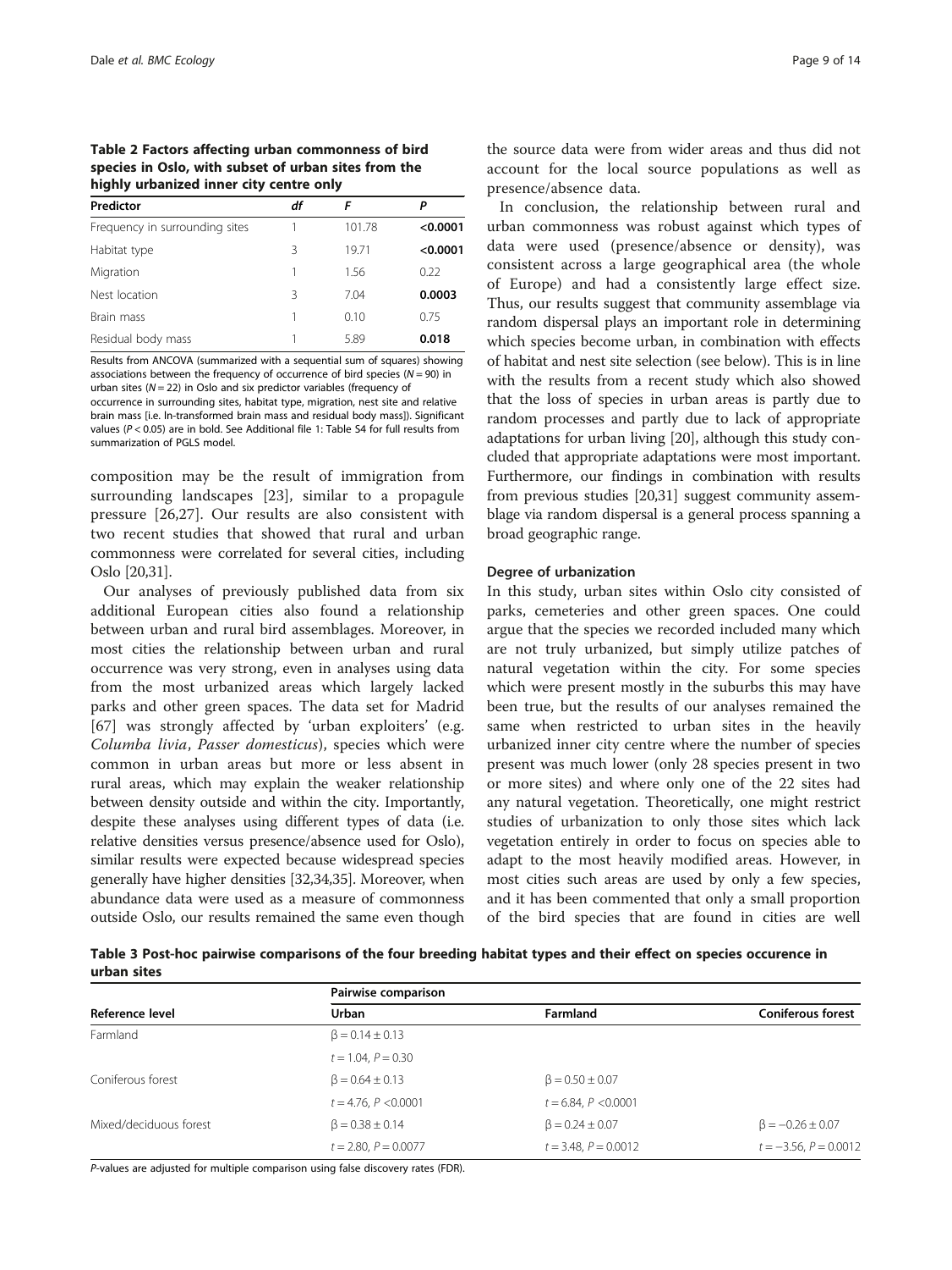**Table 2 Factors affecting urban commonness of bird species in Oslo, with subset of urban sites from the highly urbanized inner city centre only**

| Predictor | df | F | P |
|---|---|---|---|
| Frequency in surrounding sites | 1 | 101.78 | **<0.0001** |
| Habitat type | 3 | 19.71 | **<0.0001** |
| Migration | 1 | 1.56 | 0.22 |
| Nest location | 3 | 7.04 | **0.0003** |
| Brain mass | 1 | 0.10 | 0.75 |
| Residual body mass | 1 | 5.89 | **0.018** |

Results from ANCOVA (summarized with a sequential sum of squares) showing associations between the frequency of occurrence of bird species ($N = 90$) in urban sites ($N = 22$) in Oslo and six predictor variables (frequency of occurrence in surrounding sites, habitat type, migration, nest site and relative brain mass [i.e. ln-transformed brain mass and residual body mass]). Significant values ($P < 0.05$) are in bold. See Additional file 1: Table S4 for full results from summarization of PGLS model.

composition may be the result of immigration from surrounding landscapes [23], similar to a propagule pressure [26,27]. Our results are also consistent with two recent studies that showed that rural and urban commonness were correlated for several cities, including Oslo [20,31].

Our analyses of previously published data from six additional European cities also found a relationship between urban and rural bird assemblages. Moreover, in most cities the relationship between urban and rural occurrence was very strong, even in analyses using data from the most urbanized areas which largely lacked parks and other green spaces. The data set for Madrid [67] was strongly affected by 'urban exploiters' (e.g. *Columba livia*, *Passer domesticus*), species which were common in urban areas but more or less absent in rural areas, which may explain the weaker relationship between density outside and within the city. Importantly, despite these analyses using different types of data (i.e. relative densities versus presence/absence used for Oslo), similar results were expected because widespread species generally have higher densities [32,34,35]. Moreover, when abundance data were used as a measure of commonness outside Oslo, our results remained the same even though the source data were from wider areas and thus did not account for the local source populations as well as presence/absence data.

In conclusion, the relationship between rural and urban commonness was robust against which types of data were used (presence/absence or density), was consistent across a large geographical area (the whole of Europe) and had a consistently large effect size. Thus, our results suggest that community assemblage via random dispersal plays an important role in determining which species become urban, in combination with effects of habitat and nest site selection (see below). This is in line with the results from a recent study which also showed that the loss of species in urban areas is partly due to random processes and partly due to lack of appropriate adaptations for urban living [20], although this study concluded that appropriate adaptations were most important. Furthermore, our findings in combination with results from previous studies [20,31] suggest community assemblage via random dispersal is a general process spanning a broad geographic range.

### Degree of urbanization

In this study, urban sites within Oslo city consisted of parks, cemeteries and other green spaces. One could argue that the species we recorded included many which are not truly urbanized, but simply utilize patches of natural vegetation within the city. For some species which were present mostly in the suburbs this may have been true, but the results of our analyses remained the same when restricted to urban sites in the heavily urbanized inner city centre where the number of species present was much lower (only 28 species present in two or more sites) and where only one of the 22 sites had any natural vegetation. Theoretically, one might restrict studies of urbanization to only those sites which lack vegetation entirely in order to focus on species able to adapt to the most heavily modified areas. However, in most cities such areas are used by only a few species, and it has been commented that only a small proportion of the bird species that are found in cities are well

**Table 3 Post-hoc pairwise comparisons of the four breeding habitat types and their effect on species occurence in urban sites**

| Reference level | Pairwise comparison | | |
|---|---|---|---|
| | Urban | Farmland | Coniferous forest |
| Farmland | $\beta = 0.14 \pm 0.13$ | | |
| | $t = 1.04$, $P = 0.30$ | | |
| Coniferous forest | $\beta = 0.64 \pm 0.13$ | $\beta = 0.50 \pm 0.07$ | |
| | $t = 4.76$, $P < 0.0001$ | $t = 6.84$, $P < 0.0001$ | |
| Mixed/deciduous forest | $\beta = 0.38 \pm 0.14$ | $\beta = 0.24 \pm 0.07$ | $\beta = -0.26 \pm 0.07$ |
| | $t = 2.80$, $P = 0.0077$ | $t = 3.48$, $P = 0.0012$ | $t = -3.56$, $P = 0.0012$ |

*P*-values are adjusted for multiple comparison using false discovery rates (FDR).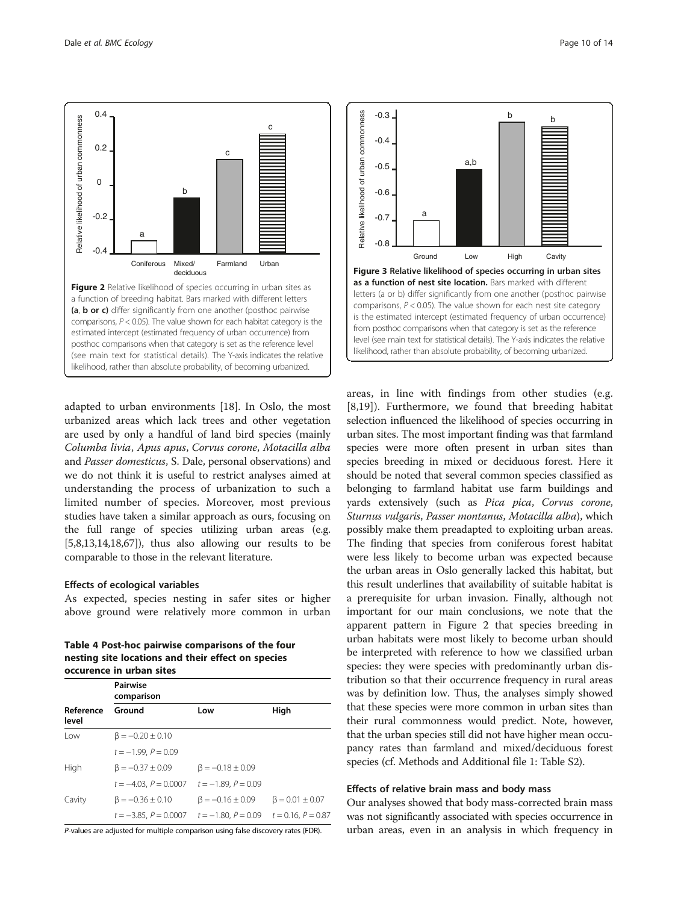Figure 2 Relative likelihood of species occurring in urban sites as a function of breeding habitat. Bars marked with different letters **(a, b or c)** differ significantly from one another (posthoc pairwise comparisons, $P < 0.05$). The value shown for each habitat category is the estimated intercept (estimated frequency of urban occurrence) from posthoc comparisons when that category is set as the reference level (see main text for statistical details). The Y-axis indicates the relative likelihood, rather than absolute probability, of becoming urbanized.

**Figure 3 Relative likelihood of species occurring in urban sites as a function of nest site location.** Bars marked with different letters (a or b) differ significantly from one another (posthoc pairwise comparisons, $P < 0.05$). The value shown for each nest site category is the estimated intercept (estimated frequency of urban occurrence) from posthoc comparisons when that category is set as the reference level (see main text for statistical details). The Y-axis indicates the relative likelihood, rather than absolute probability, of becoming urbanized.

adapted to urban environments [18]. In Oslo, the most urbanized areas which lack trees and other vegetation are used by only a handful of land bird species (mainly *Columba livia*, *Apus apus*, *Corvus corone*, *Motacilla alba* and *Passer domesticus*, S. Dale, personal observations) and we do not think it is useful to restrict analyses aimed at understanding the process of urbanization to such a limited number of species. Moreover, most previous studies have taken a similar approach as ours, focusing on the full range of species utilizing urban areas (e.g. [5,8,13,14,18,67]), thus also allowing our results to be comparable to those in the relevant literature.

### Effects of ecological variables

As expected, species nesting in safer sites or higher above ground were relatively more common in urban areas, in line with findings from other studies (e.g. [8,19]). Furthermore, we found that breeding habitat selection influenced the likelihood of species occurring in urban sites. The most important finding was that farmland species were more often present in urban sites than species breeding in mixed or deciduous forest. Here it should be noted that several common species classified as belonging to farmland habitat use farm buildings and yards extensively (such as *Pica pica*, *Corvus corone*, *Sturnus vulgaris*, *Passer montanus*, *Motacilla alba*), which possibly make them preadapted to exploiting urban areas. The finding that species from coniferous forest habitat were less likely to become urban was expected because the urban areas in Oslo generally lacked this habitat, but this result underlines that availability of suitable habitat is a prerequisite for urban invasion. Finally, although not important for our main conclusions, we note that the apparent pattern in Figure 2 that species breeding in urban habitats were most likely to become urban should be interpreted with reference to how we classified urban species: they were species with predominantly urban distribution so that their occurrence frequency in rural areas was by definition low. Thus, the analyses simply showed that these species were more common in urban sites than their rural commonness would predict. Note, however, that the urban species still did not have higher mean occupancy rates than farmland and mixed/deciduous forest species (cf. Methods and Additional file 1: Table S2).

**Table 4 Post-hoc pairwise comparisons of the four nesting site locations and their effect on species occurence in urban sites**

| Reference level | Pairwise comparison Ground | Low | High |
|---|---|---|---|
| Low | $\beta = -0.20 \pm 0.10$ | | |
| | $t = -1.99$, $P = 0.09$ | | |
| High | $\beta = -0.37 \pm 0.09$ | $\beta = -0.18 \pm 0.09$ | |
| | $t = -4.03$, $P = 0.0007$ | $t = -1.89$, $P = 0.09$ | |
| Cavity | $\beta = -0.36 \pm 0.10$ | $\beta = -0.16 \pm 0.09$ | $\beta = 0.01 \pm 0.07$ |
| | $t = -3.85$, $P = 0.0007$ | $t = -1.80$, $P = 0.09$ | $t = 0.16$, $P = 0.87$ |

*P*-values are adjusted for multiple comparison using false discovery rates (FDR).

### Effects of relative brain mass and body mass

Our analyses showed that body mass-corrected brain mass was not significantly associated with species occurrence in urban areas, even in an analysis in which frequency in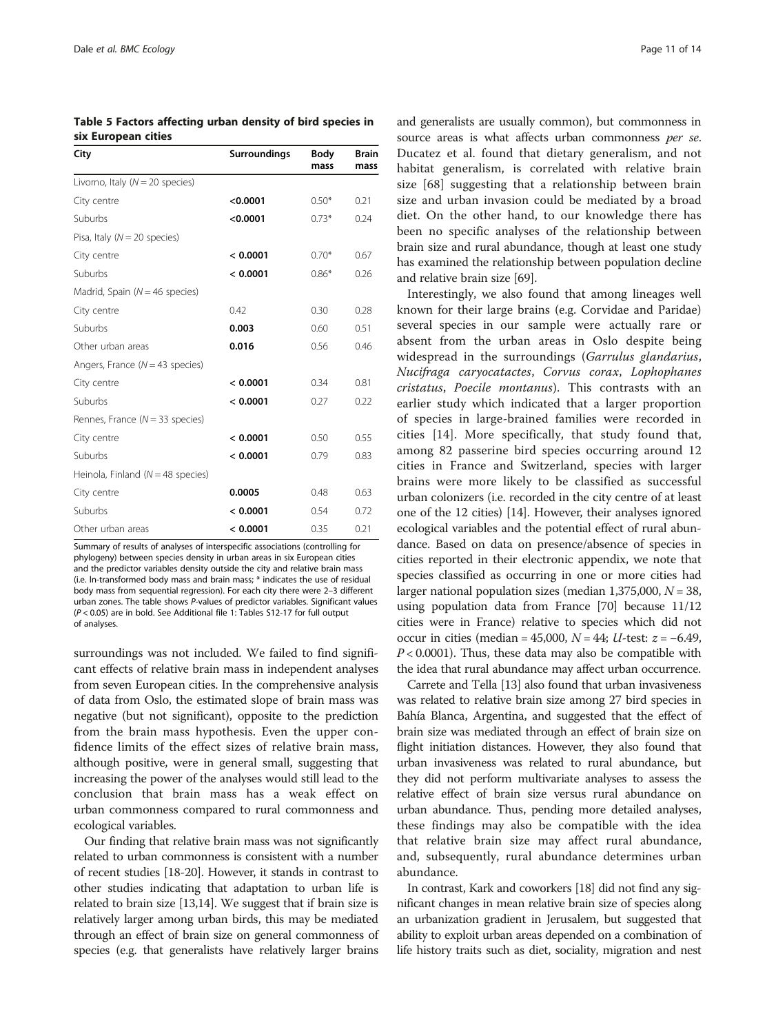**Table 5 Factors affecting urban density of bird species in six European cities**

| City | Surroundings | Body mass | Brain mass |
|---|---|---|---|
| Livorno, Italy ($N = 20$ species) | | | |
| City centre | **<0.0001** | 0.50* | 0.21 |
| Suburbs | **<0.0001** | 0.73* | 0.24 |
| Pisa, Italy ($N = 20$ species) | | | |
| City centre | **< 0.0001** | 0.70* | 0.67 |
| Suburbs | **< 0.0001** | 0.86* | 0.26 |
| Madrid, Spain ($N = 46$ species) | | | |
| City centre | 0.42 | 0.30 | 0.28 |
| Suburbs | **0.003** | 0.60 | 0.51 |
| Other urban areas | **0.016** | 0.56 | 0.46 |
| Angers, France ($N = 43$ species) | | | |
| City centre | **< 0.0001** | 0.34 | 0.81 |
| Suburbs | **< 0.0001** | 0.27 | 0.22 |
| Rennes, France ($N = 33$ species) | | | |
| City centre | **< 0.0001** | 0.50 | 0.55 |
| Suburbs | **< 0.0001** | 0.79 | 0.83 |
| Heinola, Finland ($N = 48$ species) | | | |
| City centre | **0.0005** | 0.48 | 0.63 |
| Suburbs | **< 0.0001** | 0.54 | 0.72 |
| Other urban areas | **< 0.0001** | 0.35 | 0.21 |

Summary of results of analyses of interspecific associations (controlling for phylogeny) between species density in urban areas in six European cities and the predictor variables density outside the city and relative brain mass (i.e. ln-transformed body mass and brain mass; * indicates the use of residual body mass from sequential regression). For each city there were 2–3 different urban zones. The table shows *P*-values of predictor variables. Significant values ($P < 0.05$) are in bold. See Additional file 1: Tables S12-17 for full output of analyses.

surroundings was not included. We failed to find significant effects of relative brain mass in independent analyses from seven European cities. In the comprehensive analysis of data from Oslo, the estimated slope of brain mass was negative (but not significant), opposite to the prediction from the brain mass hypothesis. Even the upper confidence limits of the effect sizes of relative brain mass, although positive, were in general small, suggesting that increasing the power of the analyses would still lead to the conclusion that brain mass has a weak effect on urban commonness compared to rural commonness and ecological variables.

Our finding that relative brain mass was not significantly related to urban commonness is consistent with a number of recent studies [18-20]. However, it stands in contrast to other studies indicating that adaptation to urban life is related to brain size [13,14]. We suggest that if brain size is relatively larger among urban birds, this may be mediated through an effect of brain size on general commonness of species (e.g. that generalists have relatively larger brains and generalists are usually common), but commonness in source areas is what affects urban commonness *per se.* Ducatez et al. found that dietary generalism, and not habitat generalism, is correlated with relative brain size [68] suggesting that a relationship between brain size and urban invasion could be mediated by a broad diet. On the other hand, to our knowledge there has been no specific analyses of the relationship between brain size and rural abundance, though at least one study has examined the relationship between population decline and relative brain size [69].

Interestingly, we also found that among lineages well known for their large brains (e.g. Corvidae and Paridae) several species in our sample were actually rare or absent from the urban areas in Oslo despite being widespread in the surroundings (*Garrulus glandarius*, *Nucifraga caryocatactes*, *Corvus corax*, *Lophophanes cristatus*, *Poecile montanus*). This contrasts with an earlier study which indicated that a larger proportion of species in large-brained families were recorded in cities [14]. More specifically, that study found that, among 82 passerine bird species occurring around 12 cities in France and Switzerland, species with larger brains were more likely to be classified as successful urban colonizers (i.e. recorded in the city centre of at least one of the 12 cities) [14]. However, their analyses ignored ecological variables and the potential effect of rural abundance. Based on data on presence/absence of species in cities reported in their electronic appendix, we note that species classified as occurring in one or more cities had larger national population sizes (median 1,375,000, $N = 38$, using population data from France [70] because 11/12 cities were in France) relative to species which did not occur in cities (median = 45,000, $N = 44$; *U*-test: $z = -6.49$, $P < 0.0001$). Thus, these data may also be compatible with the idea that rural abundance may affect urban occurrence.

Carrete and Tella [13] also found that urban invasiveness was related to relative brain size among 27 bird species in Bahía Blanca, Argentina, and suggested that the effect of brain size was mediated through an effect of brain size on flight initiation distances. However, they also found that urban invasiveness was related to rural abundance, but they did not perform multivariate analyses to assess the relative effect of brain size versus rural abundance on urban abundance. Thus, pending more detailed analyses, these findings may also be compatible with the idea that relative brain size may affect rural abundance, and, subsequently, rural abundance determines urban abundance.

In contrast, Kark and coworkers [18] did not find any significant changes in mean relative brain size of species along an urbanization gradient in Jerusalem, but suggested that ability to exploit urban areas depended on a combination of life history traits such as diet, sociality, migration and nest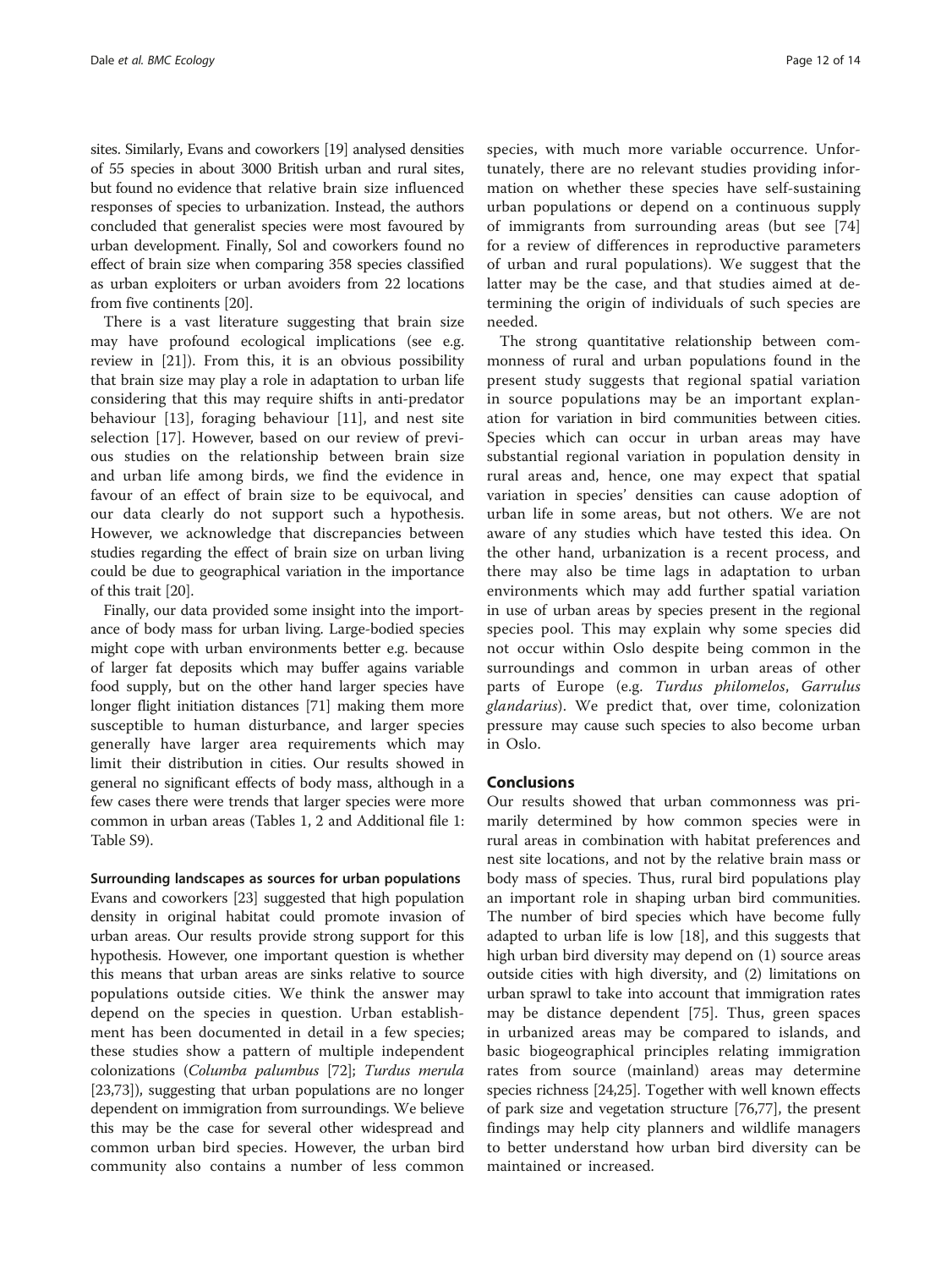sites. Similarly, Evans and coworkers [19] analysed densities of 55 species in about 3000 British urban and rural sites, but found no evidence that relative brain size influenced responses of species to urbanization. Instead, the authors concluded that generalist species were most favoured by urban development. Finally, Sol and coworkers found no effect of brain size when comparing 358 species classified as urban exploiters or urban avoiders from 22 locations from five continents [20].

There is a vast literature suggesting that brain size may have profound ecological implications (see e.g. review in [21]). From this, it is an obvious possibility that brain size may play a role in adaptation to urban life considering that this may require shifts in anti-predator behaviour [13], foraging behaviour [11], and nest site selection [17]. However, based on our review of previous studies on the relationship between brain size and urban life among birds, we find the evidence in favour of an effect of brain size to be equivocal, and our data clearly do not support such a hypothesis. However, we acknowledge that discrepancies between studies regarding the effect of brain size on urban living could be due to geographical variation in the importance of this trait [20].

Finally, our data provided some insight into the importance of body mass for urban living. Large-bodied species might cope with urban environments better e.g. because of larger fat deposits which may buffer agains variable food supply, but on the other hand larger species have longer flight initiation distances [71] making them more susceptible to human disturbance, and larger species generally have larger area requirements which may limit their distribution in cities. Our results showed in general no significant effects of body mass, although in a few cases there were trends that larger species were more common in urban areas (Tables 1, 2 and Additional file 1: Table S9).

#### Surrounding landscapes as sources for urban populations

Evans and coworkers [23] suggested that high population density in original habitat could promote invasion of urban areas. Our results provide strong support for this hypothesis. However, one important question is whether this means that urban areas are sinks relative to source populations outside cities. We think the answer may depend on the species in question. Urban establishment has been documented in detail in a few species; these studies show a pattern of multiple independent colonizations (*Columba palumbus* [72]; *Turdus merula* [23,73]), suggesting that urban populations are no longer dependent on immigration from surroundings. We believe this may be the case for several other widespread and common urban bird species. However, the urban bird community also contains a number of less common species, with much more variable occurrence. Unfortunately, there are no relevant studies providing information on whether these species have self-sustaining urban populations or depend on a continuous supply of immigrants from surrounding areas (but see [74] for a review of differences in reproductive parameters of urban and rural populations). We suggest that the latter may be the case, and that studies aimed at determining the origin of individuals of such species are needed.

The strong quantitative relationship between commonness of rural and urban populations found in the present study suggests that regional spatial variation in source populations may be an important explanation for variation in bird communities between cities. Species which can occur in urban areas may have substantial regional variation in population density in rural areas and, hence, one may expect that spatial variation in species' densities can cause adoption of urban life in some areas, but not others. We are not aware of any studies which have tested this idea. On the other hand, urbanization is a recent process, and there may also be time lags in adaptation to urban environments which may add further spatial variation in use of urban areas by species present in the regional species pool. This may explain why some species did not occur within Oslo despite being common in the surroundings and common in urban areas of other parts of Europe (e.g. *Turdus philomelos*, *Garrulus glandarius*). We predict that, over time, colonization pressure may cause such species to also become urban in Oslo.

## Conclusions

Our results showed that urban commonness was primarily determined by how common species were in rural areas in combination with habitat preferences and nest site locations, and not by the relative brain mass or body mass of species. Thus, rural bird populations play an important role in shaping urban bird communities. The number of bird species which have become fully adapted to urban life is low [18], and this suggests that high urban bird diversity may depend on (1) source areas outside cities with high diversity, and (2) limitations on urban sprawl to take into account that immigration rates may be distance dependent [75]. Thus, green spaces in urbanized areas may be compared to islands, and basic biogeographical principles relating immigration rates from source (mainland) areas may determine species richness [24,25]. Together with well known effects of park size and vegetation structure [76,77], the present findings may help city planners and wildlife managers to better understand how urban bird diversity can be maintained or increased.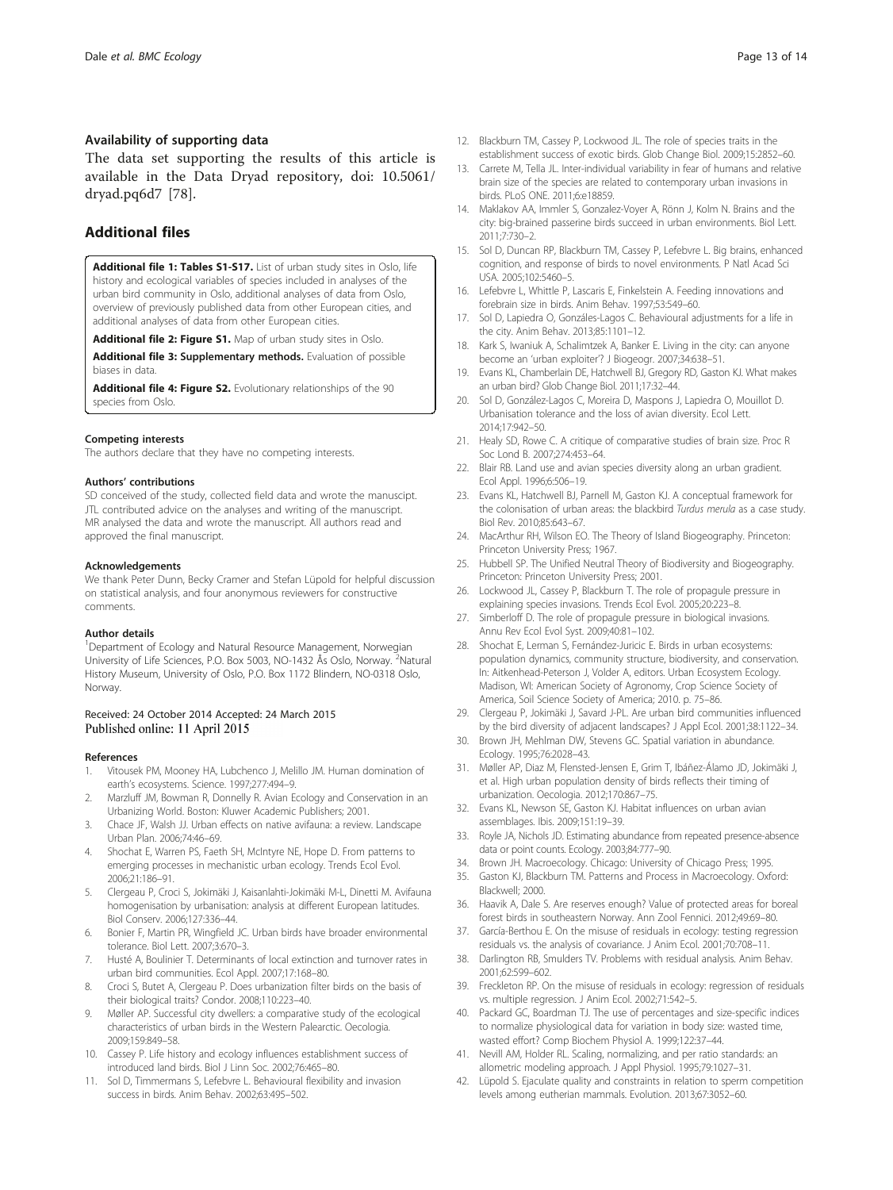## Availability of supporting data

The data set supporting the results of this article is available in the Data Dryad repository, doi: 10.5061/dryad.pq6d7 [78].

## Additional files

**Additional file 1: Tables S1-S17.** List of urban study sites in Oslo, life history and ecological variables of species included in analyses of the urban bird community in Oslo, additional analyses of data from Oslo, overview of previously published data from other European cities, and additional analyses of data from other European cities.

**Additional file 2: Figure S1.** Map of urban study sites in Oslo.

**Additional file 3: Supplementary methods.** Evaluation of possible biases in data.

**Additional file 4: Figure S2.** Evolutionary relationships of the 90 species from Oslo.

#### Competing interests

The authors declare that they have no competing interests.

#### Authors' contributions

SD conceived of the study, collected field data and wrote the manuscipt. JTL contributed advice on the analyses and writing of the manuscript. MR analysed the data and wrote the manuscript. All authors read and approved the final manuscript.

#### Acknowledgements

We thank Peter Dunn, Becky Cramer and Stefan Lüpold for helpful discussion on statistical analysis, and four anonymous reviewers for constructive comments.

#### Author details

[1]Department of Ecology and Natural Resource Management, Norwegian University of Life Sciences, P.O. Box 5003, NO-1432 Ås Oslo, Norway. [2]Natural History Museum, University of Oslo, P.O. Box 1172 Blindern, NO-0318 Oslo, Norway.

Received: 24 October 2014 Accepted: 24 March 2015
Published online: 11 April 2015

#### References

1. Vitousek PM, Mooney HA, Lubchenco J, Melillo JM. Human domination of earth's ecosystems. Science. 1997;277:494–9.
2. Marzluff JM, Bowman R, Donnelly R. Avian Ecology and Conservation in an Urbanizing World. Boston: Kluwer Academic Publishers; 2001.
3. Chace JF, Walsh JJ. Urban effects on native avifauna: a review. Landscape Urban Plan. 2006;74:46–69.
4. Shochat E, Warren PS, Faeth SH, McIntyre NE, Hope D. From patterns to emerging processes in mechanistic urban ecology. Trends Ecol Evol. 2006;21:186–91.
5. Clergeau P, Croci S, Jokimäki J, Kaisanlahti-Jokimäki M-L, Dinetti M. Avifauna homogenisation by urbanisation: analysis at different European latitudes. Biol Conserv. 2006;127:336–44.
6. Bonier F, Martin PR, Wingfield JC. Urban birds have broader environmental tolerance. Biol Lett. 2007;3:670–3.
7. Husté A, Boulinier T. Determinants of local extinction and turnover rates in urban bird communities. Ecol Appl. 2007;17:168–80.
8. Croci S, Butet A, Clergeau P. Does urbanization filter birds on the basis of their biological traits? Condor. 2008;110:223–40.
9. Møller AP. Successful city dwellers: a comparative study of the ecological characteristics of urban birds in the Western Palearctic. Oecologia. 2009;159:849–58.
10. Cassey P. Life history and ecology influences establishment success of introduced land birds. Biol J Linn Soc. 2002;76:465–80.
11. Sol D, Timmermans S, Lefebvre L. Behavioural flexibility and invasion success in birds. Anim Behav. 2002;63:495–502.
12. Blackburn TM, Cassey P, Lockwood JL. The role of species traits in the establishment success of exotic birds. Glob Change Biol. 2009;15:2852–60.
13. Carrete M, Tella JL. Inter-individual variability in fear of humans and relative brain size of the species are related to contemporary urban invasions in birds. PLoS ONE. 2011;6:e18859.
14. Maklakov AA, Immler S, Gonzalez-Voyer A, Rönn J, Kolm N. Brains and the city: big-brained passerine birds succeed in urban environments. Biol Lett. 2011;7:730–2.
15. Sol D, Duncan RP, Blackburn TM, Cassey P, Lefebvre L. Big brains, enhanced cognition, and response of birds to novel environments. P Natl Acad Sci USA. 2005;102:5460–5.
16. Lefebvre L, Whittle P, Lascaris E, Finkelstein A. Feeding innovations and forebrain size in birds. Anim Behav. 1997;53:549–60.
17. Sol D, Lapiedra O, Gonzáles-Lagos C. Behavioural adjustments for a life in the city. Anim Behav. 2013;85:1101–12.
18. Kark S, Iwaniuk A, Schalimtzek A, Banker E. Living in the city: can anyone become an 'urban exploiter'? J Biogeogr. 2007;34:638–51.
19. Evans KL, Chamberlain DE, Hatchwell BJ, Gregory RD, Gaston KJ. What makes an urban bird? Glob Change Biol. 2011;17:32–44.
20. Sol D, González-Lagos C, Moreira D, Maspons J, Lapiedra O, Mouillot D. Urbanisation tolerance and the loss of avian diversity. Ecol Lett. 2014;17:942–50.
21. Healy SD, Rowe C. A critique of comparative studies of brain size. Proc R Soc Lond B. 2007;274:453–64.
22. Blair RB. Land use and avian species diversity along an urban gradient. Ecol Appl. 1996;6:506–19.
23. Evans KL, Hatchwell BJ, Parnell M, Gaston KJ. A conceptual framework for the colonisation of urban areas: the blackbird *Turdus merula* as a case study. Biol Rev. 2010;85:643–67.
24. MacArthur RH, Wilson EO. The Theory of Island Biogeography. Princeton: Princeton University Press; 1967.
25. Hubbell SP. The Unified Neutral Theory of Biodiversity and Biogeography. Princeton: Princeton University Press; 2001.
26. Lockwood JL, Cassey P, Blackburn T. The role of propagule pressure in explaining species invasions. Trends Ecol Evol. 2005;20:223–8.
27. Simberloff D. The role of propagule pressure in biological invasions. Annu Rev Ecol Evol Syst. 2009;40:81–102.
28. Shochat E, Lerman S, Fernández-Juricic E. Birds in urban ecosystems: population dynamics, community structure, biodiversity, and conservation. In: Aitkenhead-Peterson J, Volder A, editors. Urban Ecosystem Ecology. Madison, WI: American Society of Agronomy, Crop Science Society of America, Soil Science Society of America; 2010. p. 75–86.
29. Clergeau P, Jokimäki J, Savard J-PL. Are urban bird communities influenced by the bird diversity of adjacent landscapes? J Appl Ecol. 2001;38:1122–34.
30. Brown JH, Mehlman DW, Stevens GC. Spatial variation in abundance. Ecology. 1995;76:2028–43.
31. Møller AP, Diaz M, Flensted-Jensen E, Grim T, Ibáñez-Álamo JD, Jokimäki J, et al. High urban population density of birds reflects their timing of urbanization. Oecologia. 2012;170:867–75.
32. Evans KL, Newson SE, Gaston KJ. Habitat influences on urban avian assemblages. Ibis. 2009;151:19–39.
33. Royle JA, Nichols JD. Estimating abundance from repeated presence-absence data or point counts. Ecology. 2003;84:777–90.
34. Brown JH. Macroecology. Chicago: University of Chicago Press; 1995.
35. Gaston KJ, Blackburn TM. Patterns and Process in Macroecology. Oxford: Blackwell; 2000.
36. Haavik A, Dale S. Are reserves enough? Value of protected areas for boreal forest birds in southeastern Norway. Ann Zool Fennici. 2012;49:69–80.
37. García-Berthou E. On the misuse of residuals in ecology: testing regression residuals vs. the analysis of covariance. J Anim Ecol. 2001;70:708–11.
38. Darlington RB, Smulders TV. Problems with residual analysis. Anim Behav. 2001;62:599–602.
39. Freckleton RP. On the misuse of residuals in ecology: regression of residuals vs. multiple regression. J Anim Ecol. 2002;71:542–5.
40. Packard GC, Boardman TJ. The use of percentages and size-specific indices to normalize physiological data for variation in body size: wasted time, wasted effort? Comp Biochem Physiol A. 1999;122:37–44.
41. Nevill AM, Holder RL. Scaling, normalizing, and per ratio standards: an allometric modeling approach. J Appl Physiol. 1995;79:1027–31.
42. Lüpold S. Ejaculate quality and constraints in relation to sperm competition levels among eutherian mammals. Evolution. 2013;67:3052–60.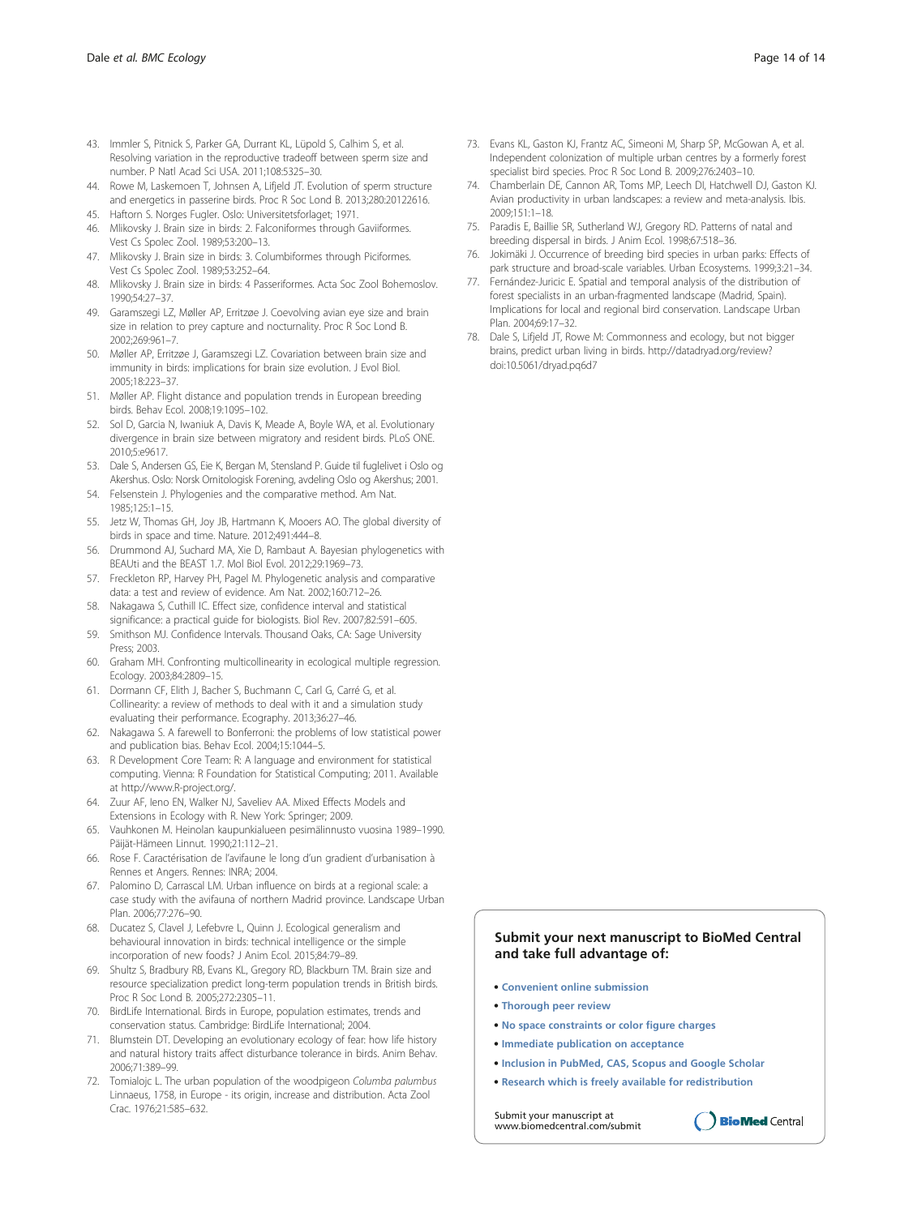43. Immler S, Pitnick S, Parker GA, Durrant KL, Lüpold S, Calhim S, et al. Resolving variation in the reproductive tradeoff between sperm size and number. P Natl Acad Sci USA. 2011;108:5325–30.
44. Rowe M, Laskemoen T, Johnsen A, Lifjeld JT. Evolution of sperm structure and energetics in passerine birds. Proc R Soc Lond B. 2013;280:20122616.
45. Haftorn S. Norges Fugler. Oslo: Universitetsforlaget; 1971.
46. Mlikovsky J. Brain size in birds: 2. Falconiformes through Gaviiformes. Vest Cs Spolec Zool. 1989;53:200–13.
47. Mlikovsky J. Brain size in birds: 3. Columbiformes through Piciformes. Vest Cs Spolec Zool. 1989;53:252–64.
48. Mlikovsky J. Brain size in birds: 4 Passeriformes. Acta Soc Zool Bohemoslov. 1990;54:27–37.
49. Garamszegi LZ, Møller AP, Erritzøe J. Coevolving avian eye size and brain size in relation to prey capture and nocturnality. Proc R Soc Lond B. 2002;269:961–7.
50. Møller AP, Erritzøe J, Garamszegi LZ. Covariation between brain size and immunity in birds: implications for brain size evolution. J Evol Biol. 2005;18:223–37.
51. Møller AP. Flight distance and population trends in European breeding birds. Behav Ecol. 2008;19:1095–102.
52. Sol D, Garcia N, Iwaniuk A, Davis K, Meade A, Boyle WA, et al. Evolutionary divergence in brain size between migratory and resident birds. PLoS ONE. 2010;5:e9617.
53. Dale S, Andersen GS, Eie K, Bergan M, Stensland P. Guide til fuglelivet i Oslo og Akershus. Oslo: Norsk Ornitologisk Forening, avdeling Oslo og Akershus; 2001.
54. Felsenstein J. Phylogenies and the comparative method. Am Nat. 1985;125:1–15.
55. Jetz W, Thomas GH, Joy JB, Hartmann K, Mooers AO. The global diversity of birds in space and time. Nature. 2012;491:444–8.
56. Drummond AJ, Suchard MA, Xie D, Rambaut A. Bayesian phylogenetics with BEAUti and the BEAST 1.7. Mol Biol Evol. 2012;29:1969–73.
57. Freckleton RP, Harvey PH, Pagel M. Phylogenetic analysis and comparative data: a test and review of evidence. Am Nat. 2002;160:712–26.
58. Nakagawa S, Cuthill IC. Effect size, confidence interval and statistical significance: a practical guide for biologists. Biol Rev. 2007;82:591–605.
59. Smithson MJ. Confidence Intervals. Thousand Oaks, CA: Sage University Press; 2003.
60. Graham MH. Confronting multicollinearity in ecological multiple regression. Ecology. 2003;84:2809–15.
61. Dormann CF, Elith J, Bacher S, Buchmann C, Carl G, Carré G, et al. Collinearity: a review of methods to deal with it and a simulation study evaluating their performance. Ecography. 2013;36:27–46.
62. Nakagawa S. A farewell to Bonferroni: the problems of low statistical power and publication bias. Behav Ecol. 2004;15:1044–5.
63. R Development Core Team: R: A language and environment for statistical computing. Vienna: R Foundation for Statistical Computing; 2011. Available at http://www.R-project.org/.
64. Zuur AF, Ieno EN, Walker NJ, Saveliev AA. Mixed Effects Models and Extensions in Ecology with R. New York: Springer; 2009.
65. Vauhkonen M. Heinolan kaupunkialueen pesimälinnusto vuosina 1989–1990. Päijät-Hämeen Linnut. 1990;21:112–21.
66. Rose F. Caractérisation de l'avifaune le long d'un gradient d'urbanisation à Rennes et Angers. Rennes: INRA; 2004.
67. Palomino D, Carrascal LM. Urban influence on birds at a regional scale: a case study with the avifauna of northern Madrid province. Landscape Urban Plan. 2006;77:276–90.
68. Ducatez S, Clavel J, Lefebvre L, Quinn J. Ecological generalism and behavioural innovation in birds: technical intelligence or the simple incorporation of new foods? J Anim Ecol. 2015;84:79–89.
69. Shultz S, Bradbury RB, Evans KL, Gregory RD, Blackburn TM. Brain size and resource specialization predict long-term population trends in British birds. Proc R Soc Lond B. 2005;272:2305–11.
70. BirdLife International. Birds in Europe, population estimates, trends and conservation status. Cambridge: BirdLife International; 2004.
71. Blumstein DT. Developing an evolutionary ecology of fear: how life history and natural history traits affect disturbance tolerance in birds. Anim Behav. 2006;71:389–99.
72. Tomialojc L. The urban population of the woodpigeon *Columba palumbus* Linnaeus, 1758, in Europe - its origin, increase and distribution. Acta Zool Crac. 1976;21:585–632.
73. Evans KL, Gaston KJ, Frantz AC, Simeoni M, Sharp SP, McGowan A, et al. Independent colonization of multiple urban centres by a formerly forest specialist bird species. Proc R Soc Lond B. 2009;276:2403–10.
74. Chamberlain DE, Cannon AR, Toms MP, Leech DI, Hatchwell DJ, Gaston KJ. Avian productivity in urban landscapes: a review and meta-analysis. Ibis. 2009;151:1–18.
75. Paradis E, Baillie SR, Sutherland WJ, Gregory RD. Patterns of natal and breeding dispersal in birds. J Anim Ecol. 1998;67:518–36.
76. Jokimäki J. Occurrence of breeding bird species in urban parks: Effects of park structure and broad-scale variables. Urban Ecosystems. 1999;3:21–34.
77. Fernández-Juricic E. Spatial and temporal analysis of the distribution of forest specialists in an urban-fragmented landscape (Madrid, Spain). Implications for local and regional bird conservation. Landscape Urban Plan. 2004;69:17–32.
78. Dale S, Lifjeld JT, Rowe M: Commonness and ecology, but not bigger brains, predict urban living in birds. http://datadryad.org/review?doi:10.5061/dryad.pq6d7

**Submit your next manuscript to BioMed Central and take full advantage of:**

- Convenient online submission
- Thorough peer review
- No space constraints or color figure charges
- Immediate publication on acceptance
- Inclusion in PubMed, CAS, Scopus and Google Scholar
- Research which is freely available for redistribution

Submit your manuscript at
www.biomedcentral.com/submit

BioMed Central